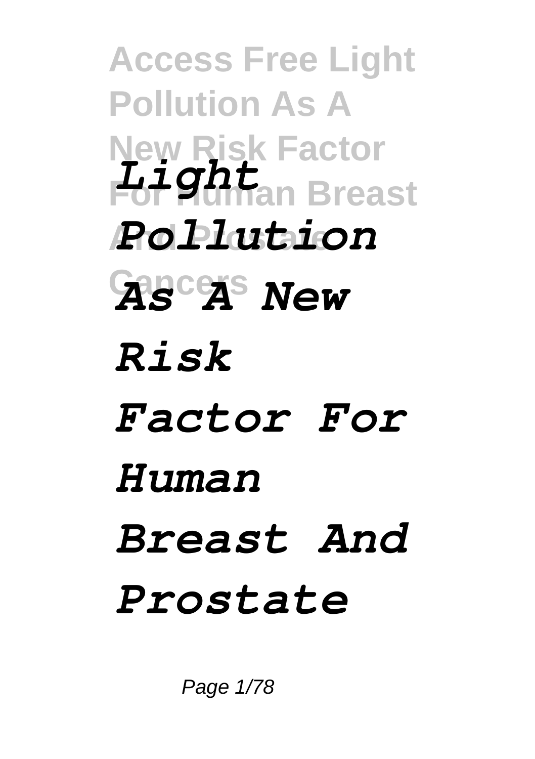**Access Free Light Pollution As A New Risk Factor For Human Breast And Prostate Cancers**

# *Light Pollution As A New Risk Factor For Human Breast And Prostate*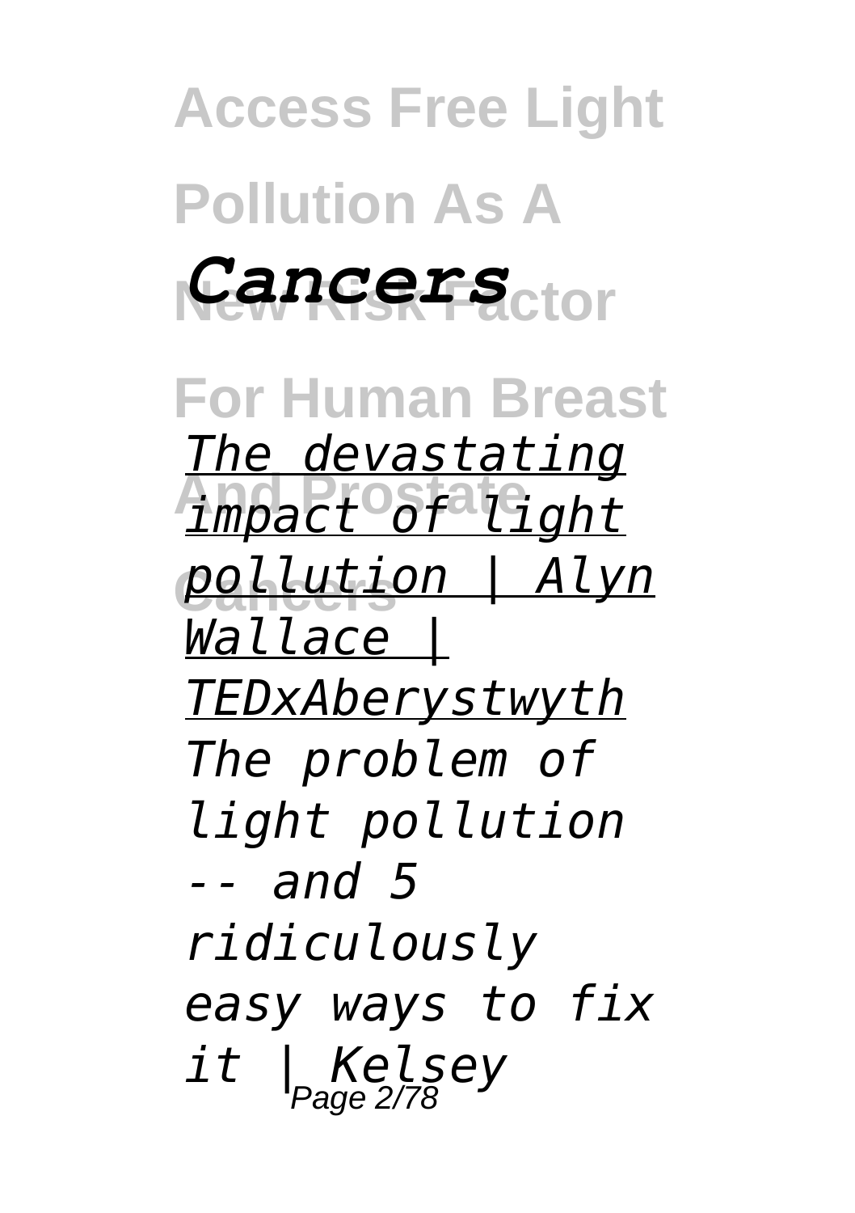*Cancers*

*The devastating impact of light pollution | Alyn Wallace | TEDxAberystwyth*

*The problem of light pollution -- and 5 ridiculously easy ways to fix it | Kelsey*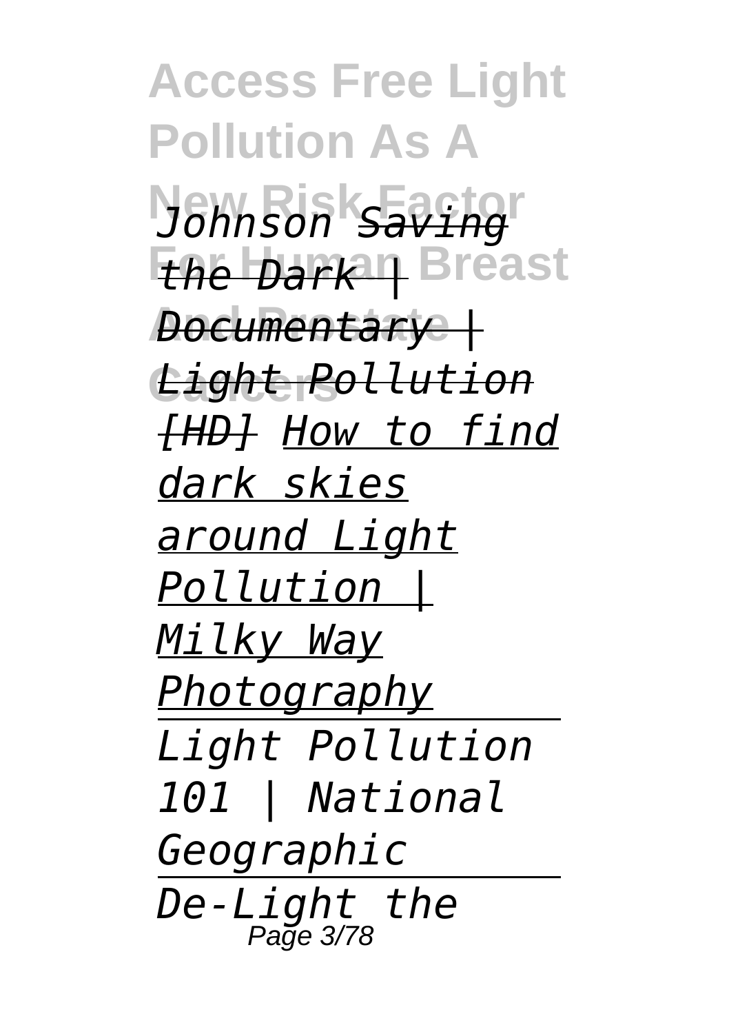*Johnson* *~~Saving the Dark | Documentary | Light Pollution [HD]~~* *How to find dark skies around Light Pollution | Milky Way Photography*

*Light Pollution 101 | National Geographic*

*De-Light the*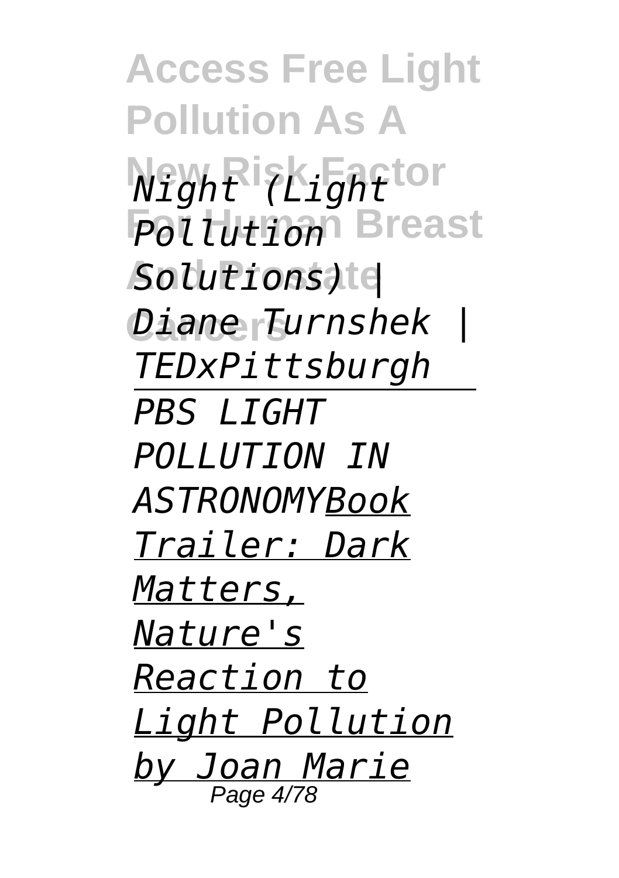*Night (Light Pollution Solutions) | Diane Turnshek | TEDxPittsburgh*

*PBS LIGHT POLLUTION IN ASTRONOMY*Book Trailer: Dark Matters, Nature's Reaction to Light Pollution by Joan Marie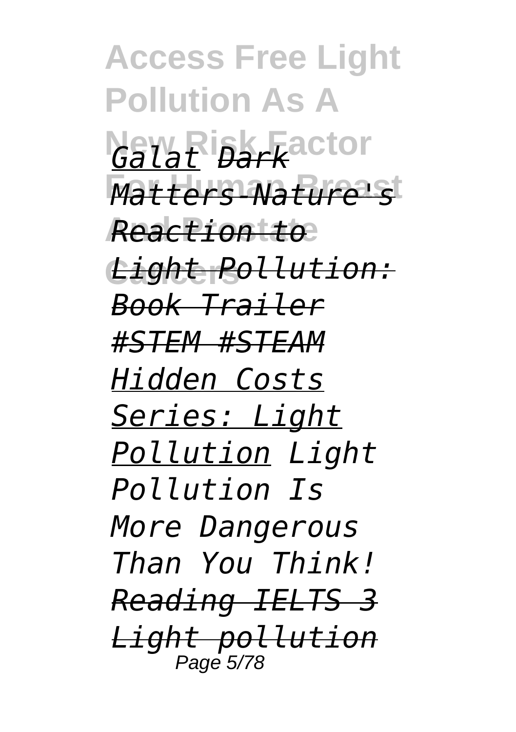*Galat* *Dark Matters-Nature's Reaction to Light Pollution: Book Trailer #STEM #STEAM* *Hidden Costs Series: Light Pollution* *Light Pollution Is More Dangerous Than You Think!* *Reading IELTS 3 Light pollution*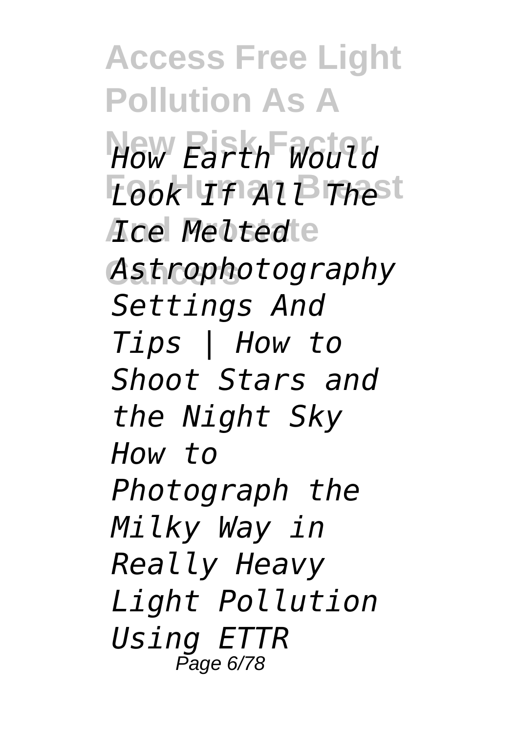*How Earth Would Look If All The Ice Melted Astrophotography Settings And Tips | How to Shoot Stars and the Night Sky How to Photograph the Milky Way in Really Heavy Light Pollution Using ETTR*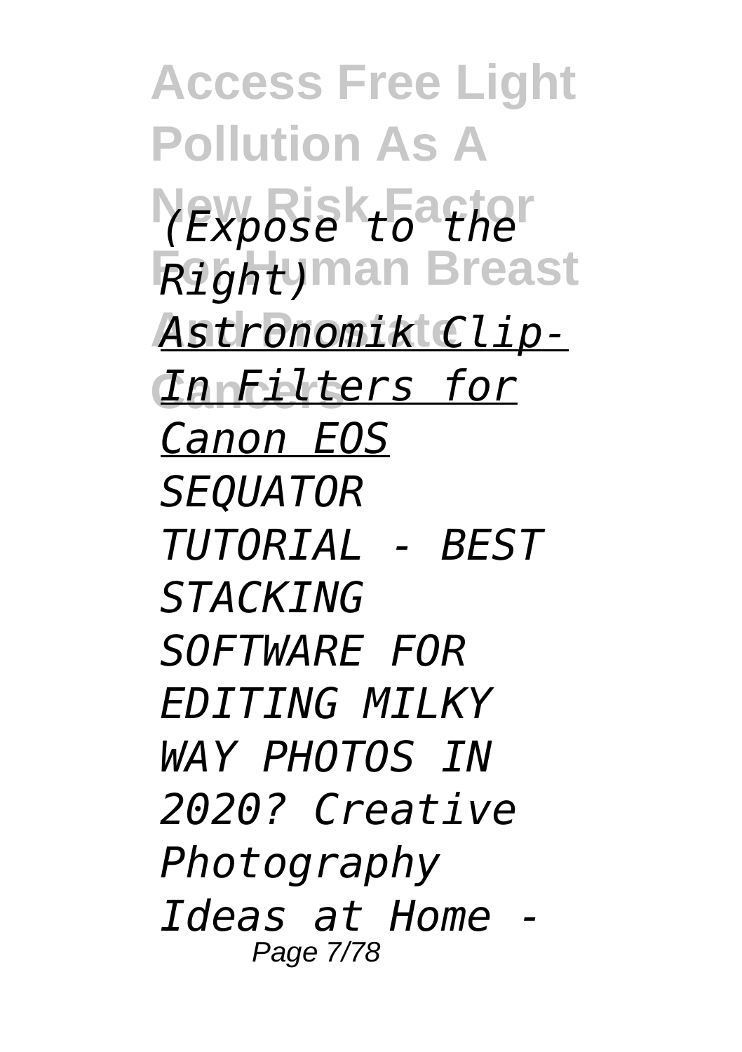*(Expose to the Right)* *Astronomik Clip-In Filters for Canon EOS* *SEQUATOR TUTORIAL - BEST STACKING SOFTWARE FOR EDITING MILKY WAY PHOTOS IN 2020? Creative Photography Ideas at Home -*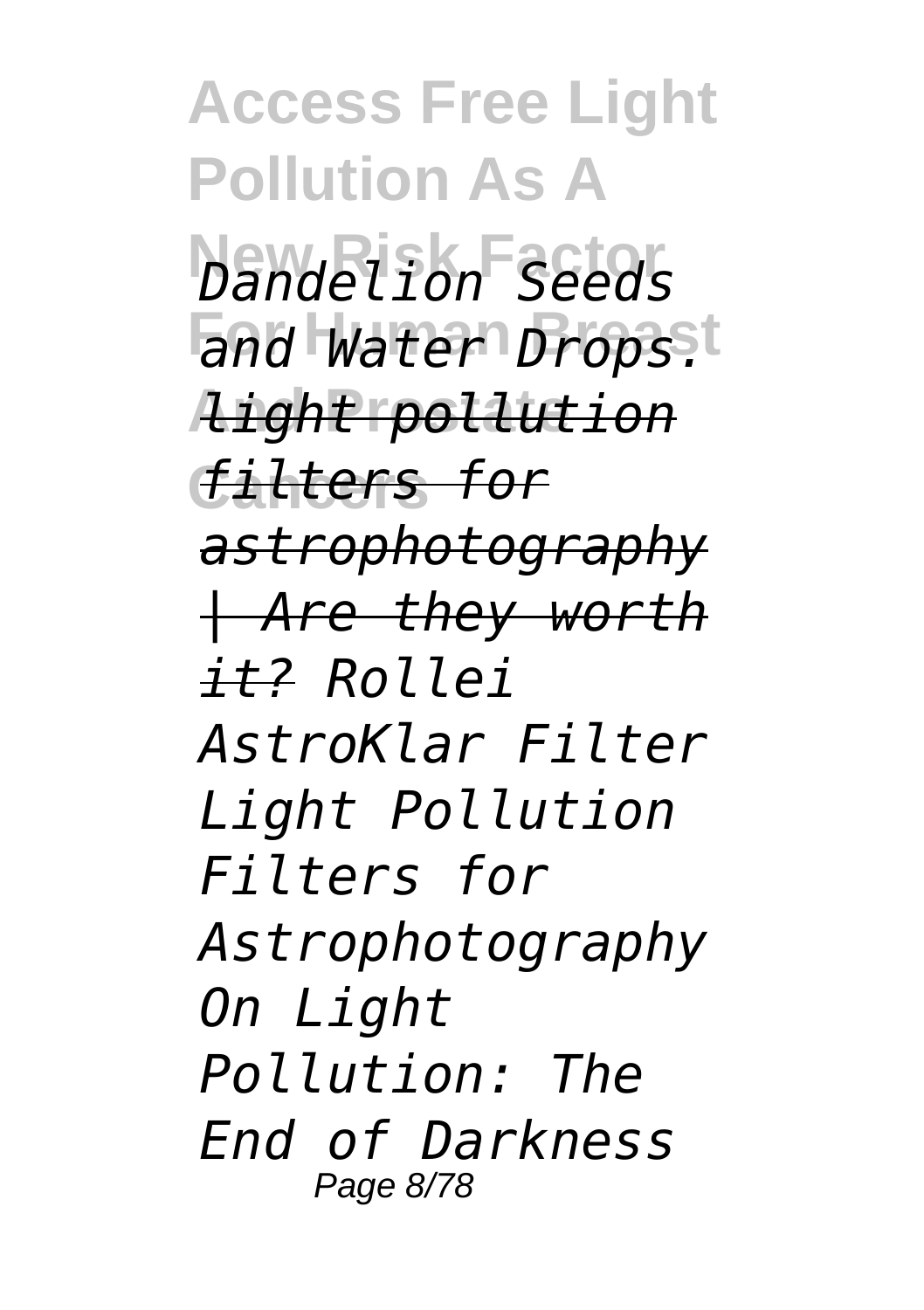*Dandelion Seeds and Water Drops.* ~~*light pollution filters for astrophotography | Are they worth it?*~~ *Rollei AstroKlar Filter Light Pollution Filters for Astrophotography On Light Pollution: The End of Darkness*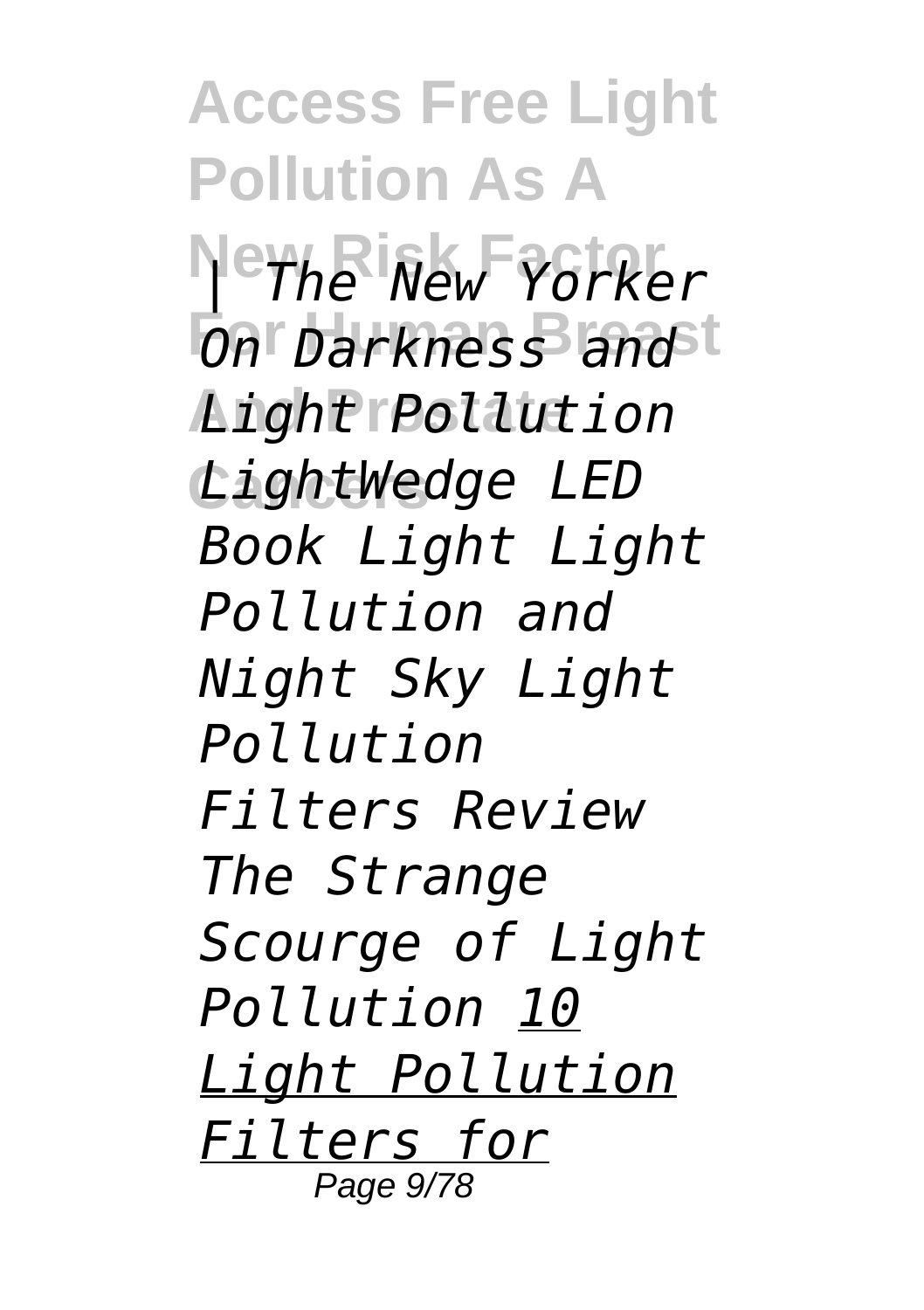*| The New Yorker On Darkness and Light Pollution LightWedge LED Book Light Light Pollution and Night Sky Light Pollution Filters Review The Strange Scourge of Light Pollution* *10 Light Pollution Filters for*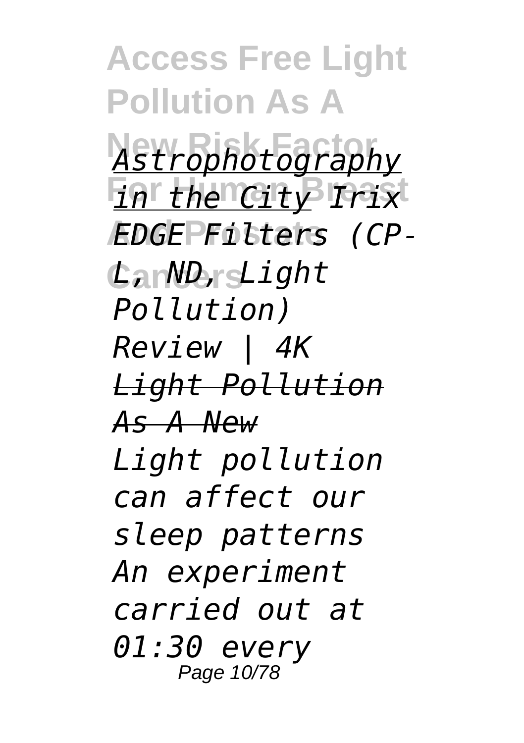*Astrophotography in the City Irix EDGE Filters (CP-L, ND, Light Pollution) Review | 4K*

*Light Pollution As A New*

*Light pollution can affect our sleep patterns An experiment carried out at 01:30 every*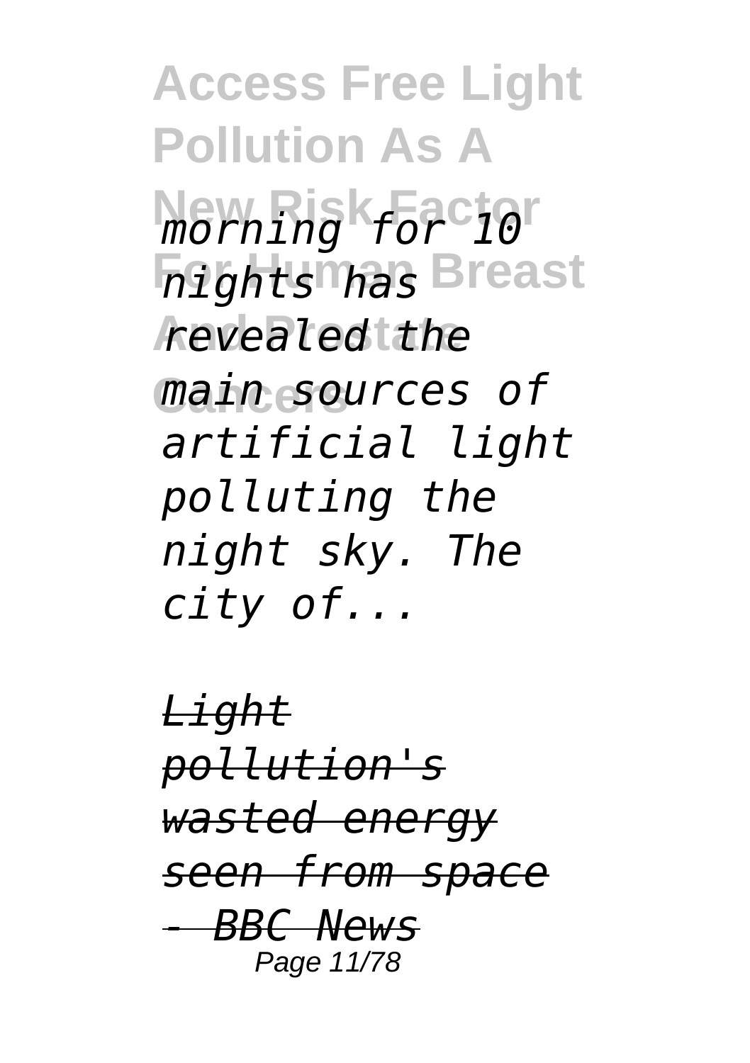*morning for 10 nights has revealed the main sources of artificial light polluting the night sky. The city of...*

*Light pollution's wasted energy seen from space - BBC News*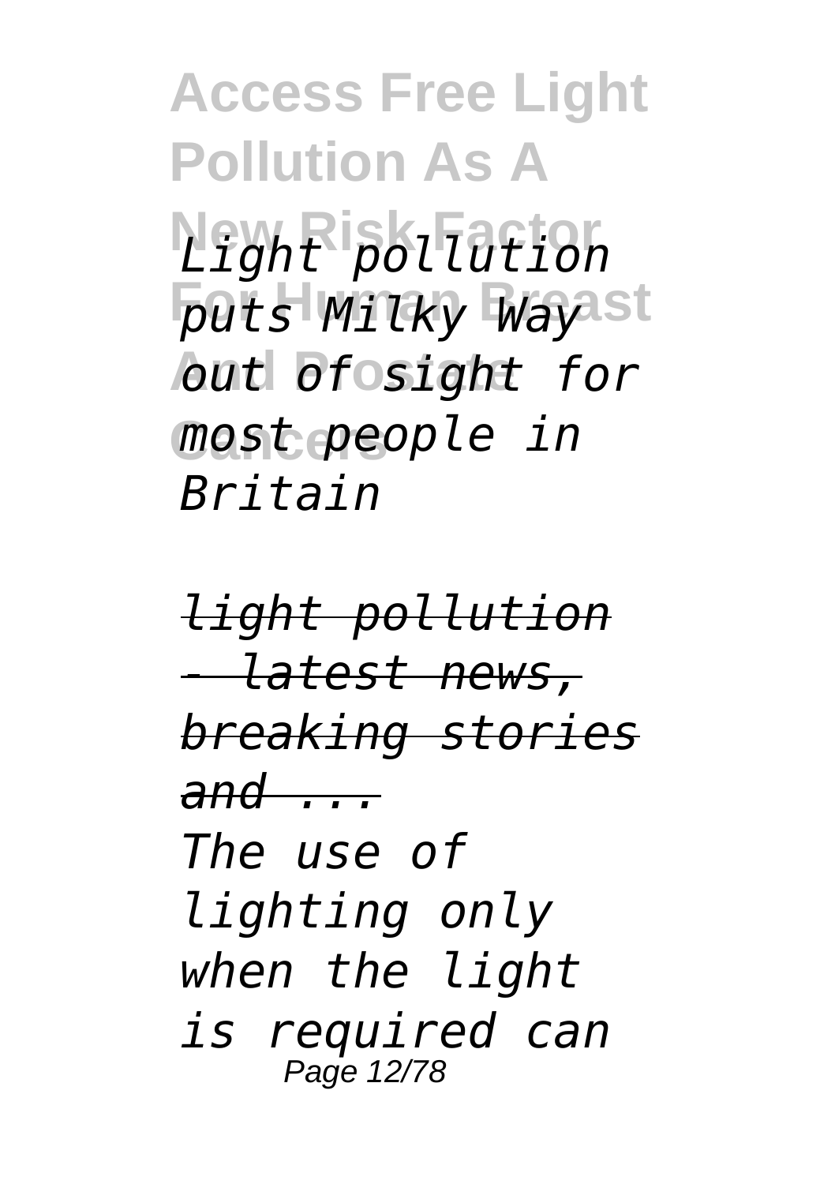*Light pollution puts Milky Way out of sight for most people in Britain*

*light pollution - latest news, breaking stories and ...*

*The use of lighting only when the light is required can*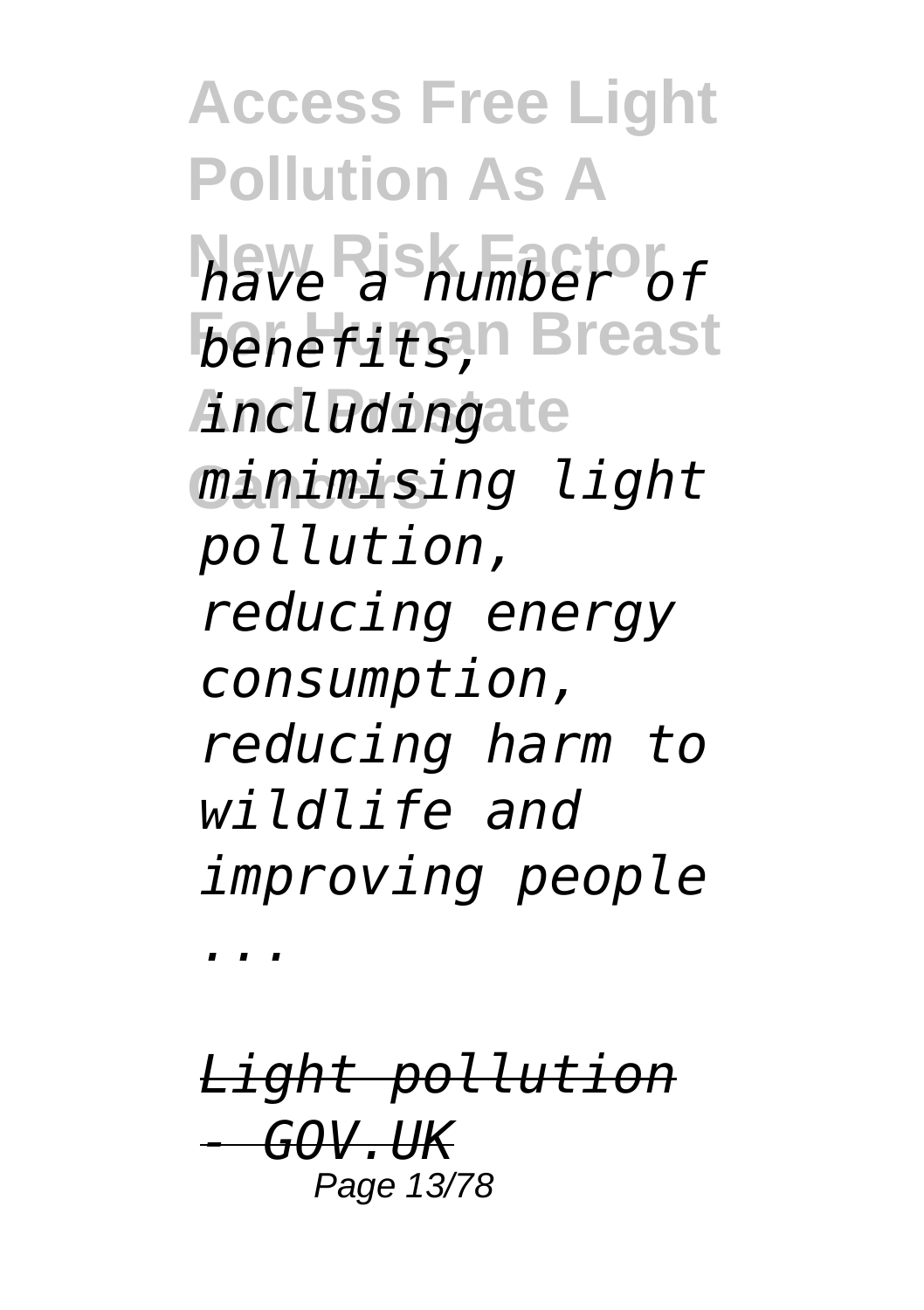*have a number of benefits, including minimising light pollution, reducing energy consumption, reducing harm to wildlife and improving people ...*

*Light pollution - GOV.UK*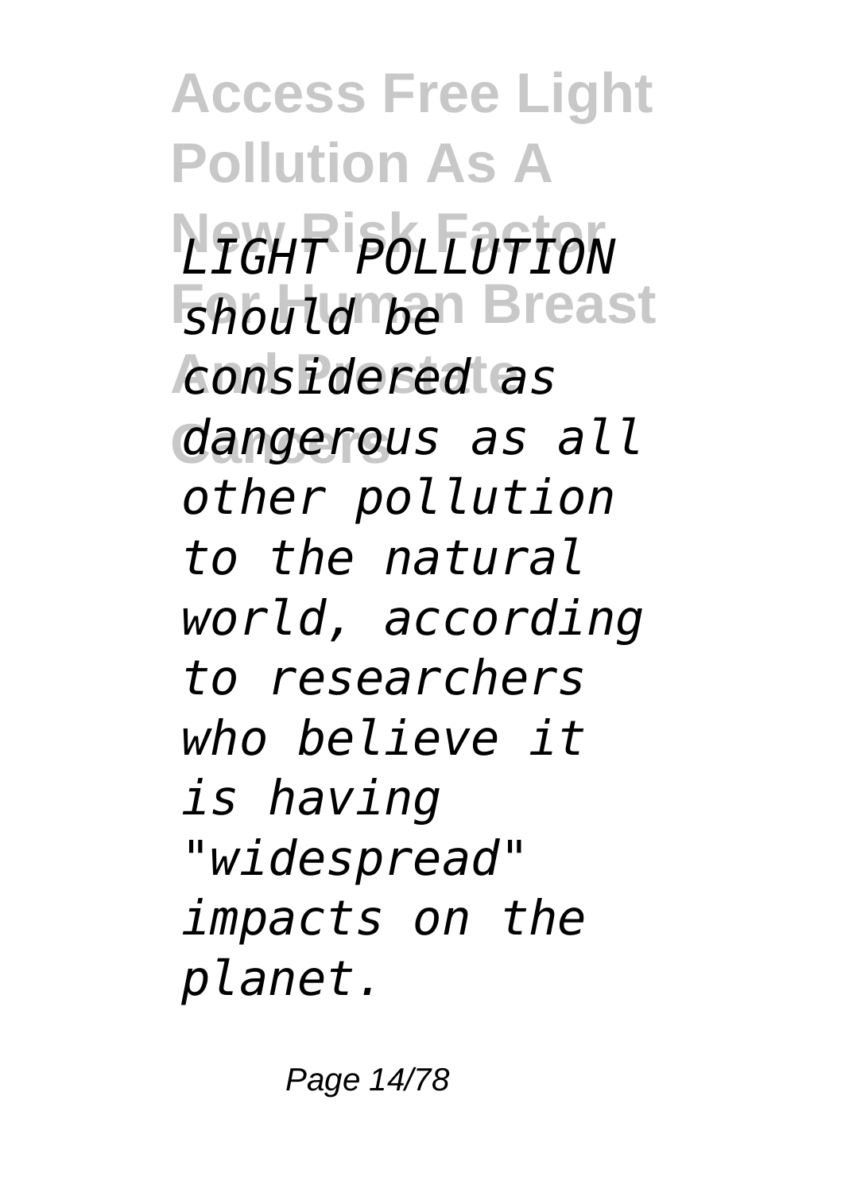*LIGHT POLLUTION should be considered as dangerous as all other pollution to the natural world, according to researchers who believe it is having "widespread" impacts on the planet.*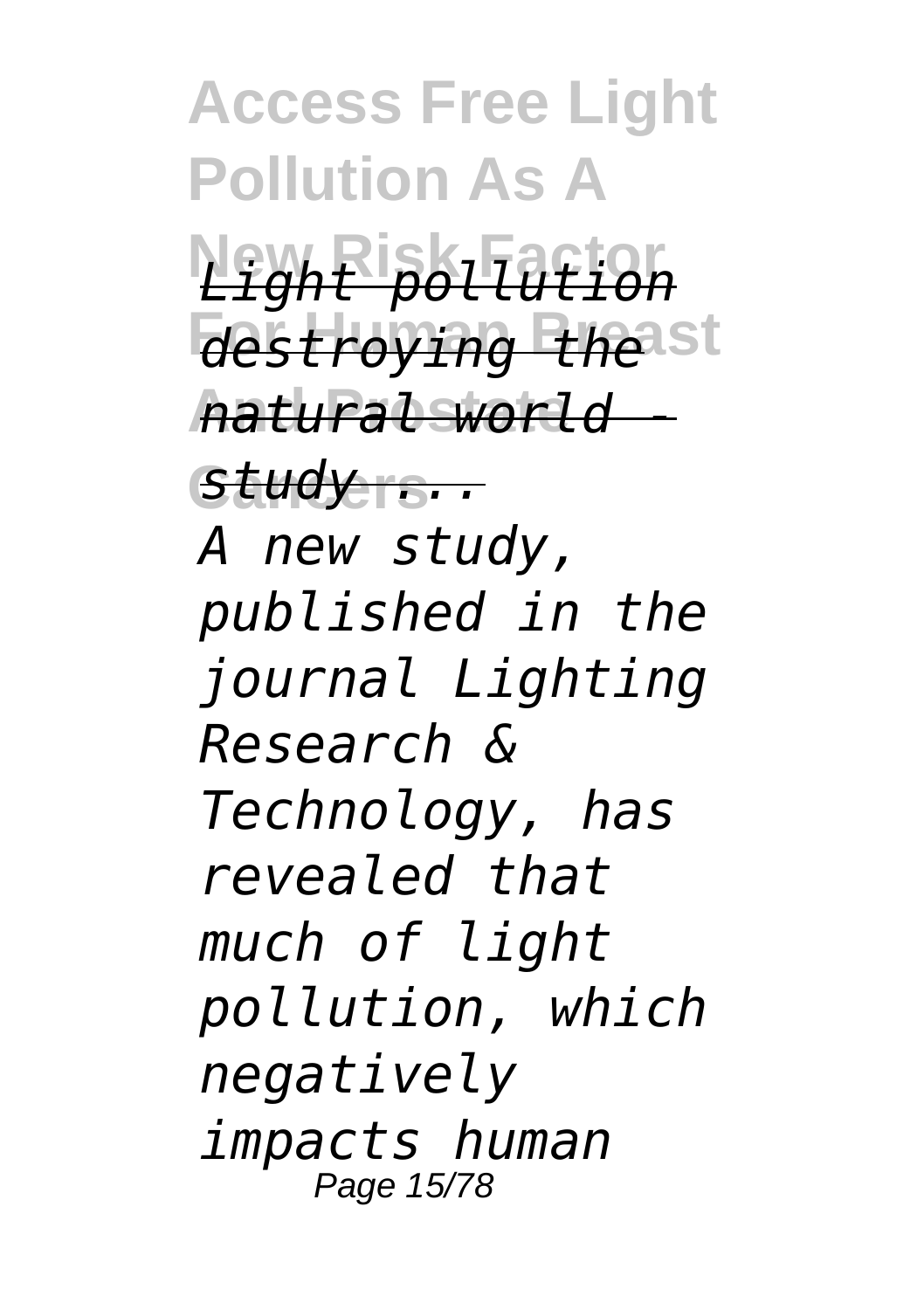*Light pollution destroying the natural world - study ...*

*A new study, published in the journal Lighting Research & Technology, has revealed that much of light pollution, which negatively impacts human*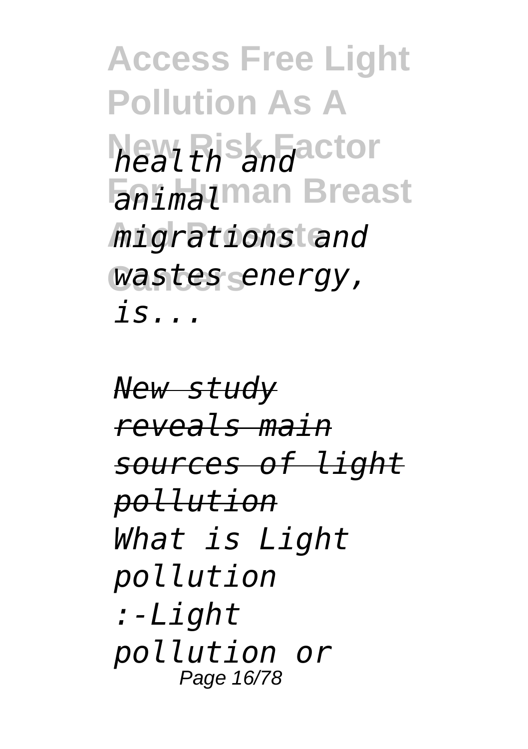*health and animal migrations and wastes energy, is...*

*New study reveals main sources of light pollution*

*What is Light pollution :-Light pollution or*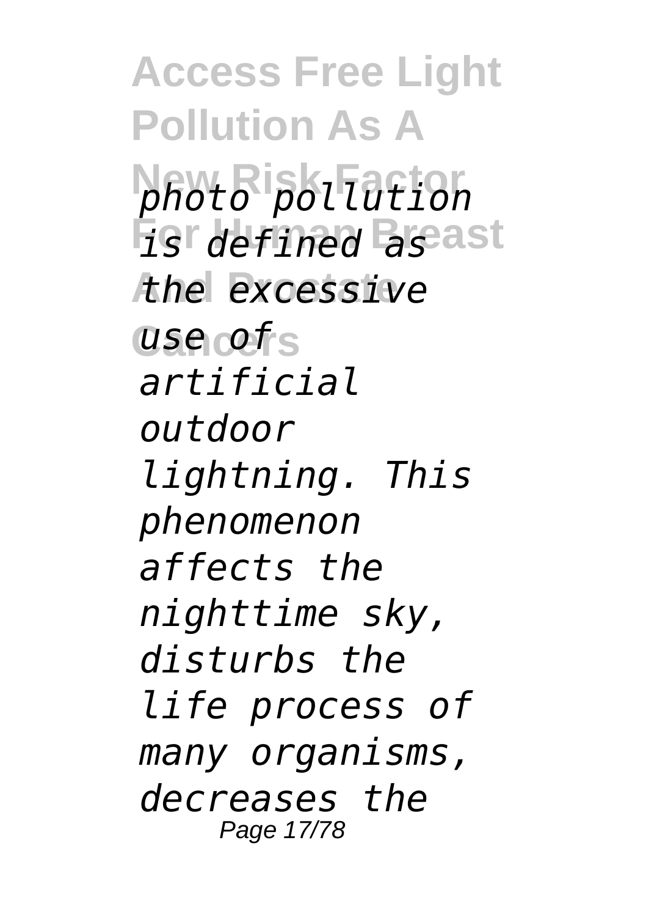*photo pollution is defined as the excessive use of artificial outdoor lightning. This phenomenon affects the nighttime sky, disturbs the life process of many organisms, decreases the*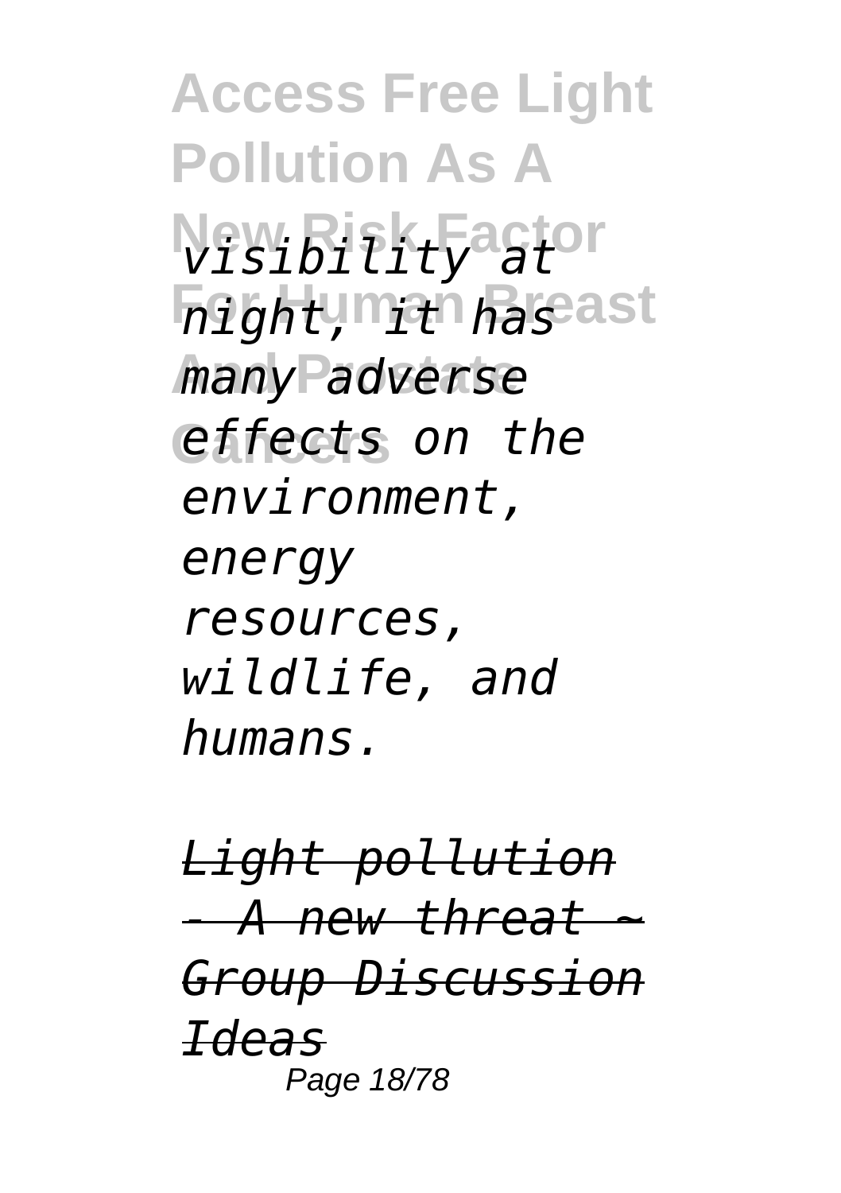*visibility at night, it has many adverse effects on the environment, energy resources, wildlife, and humans.*

*Light pollution - A new threat ~ Group Discussion Ideas*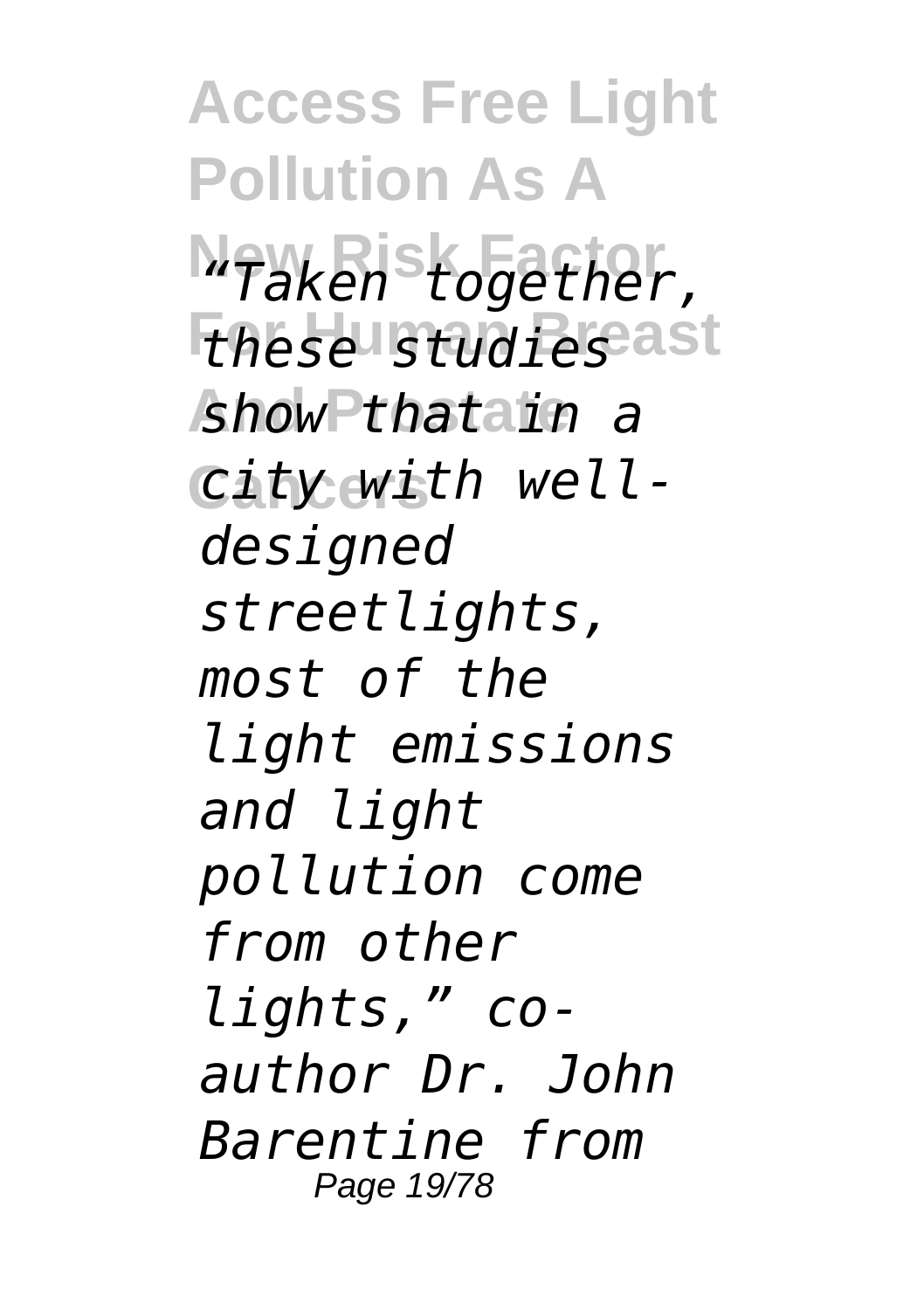*"Taken together, these studies show that in a city with well-designed streetlights, most of the light emissions and light pollution come from other lights," co-author Dr. John Barentine from*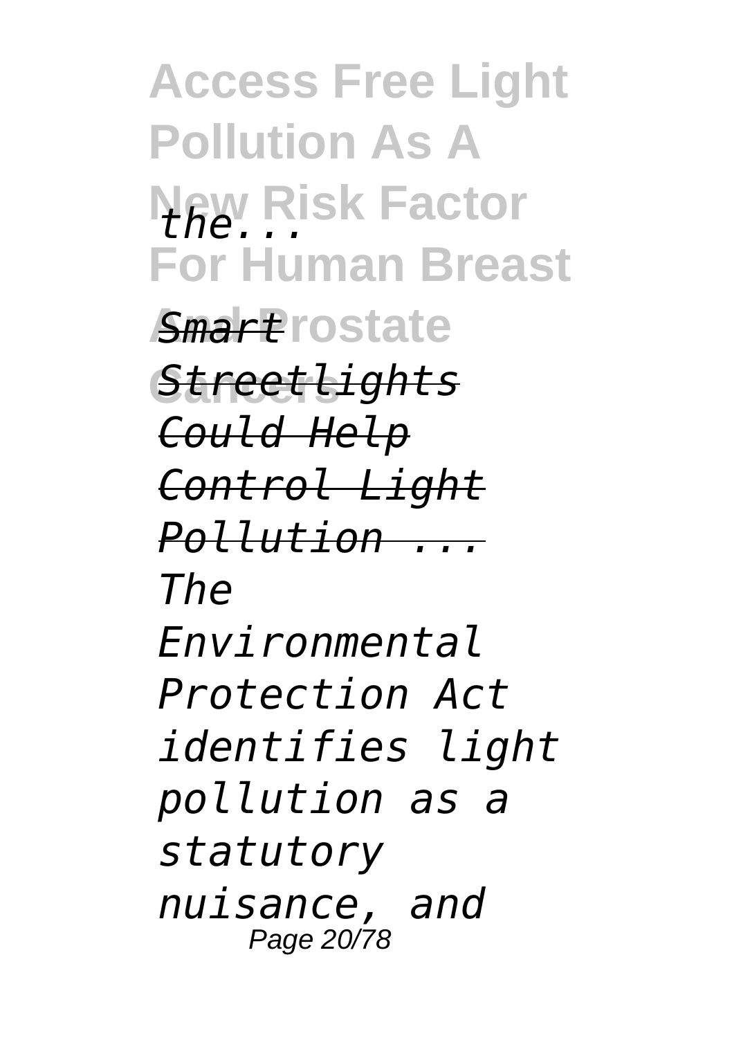*the...*

*Smart Streetlights Could Help Control Light Pollution ...*

*The Environmental Protection Act identifies light pollution as a statutory nuisance, and*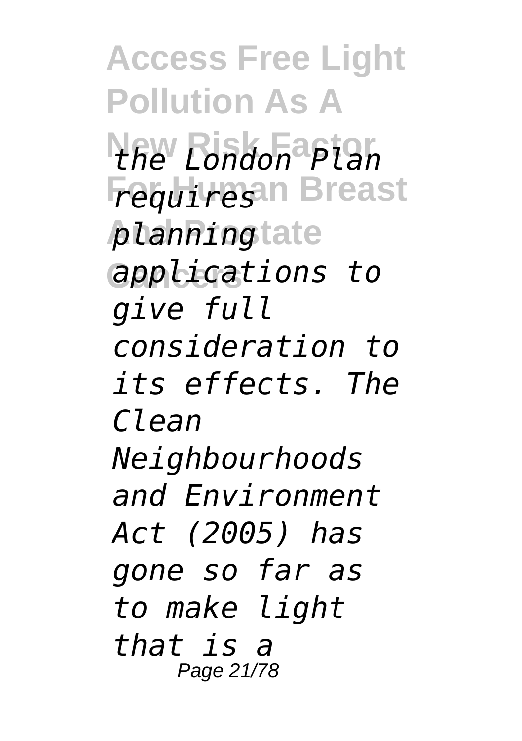*the London Plan requires planning applications to give full consideration to its effects. The Clean Neighbourhoods and Environment Act (2005) has gone so far as to make light that is a*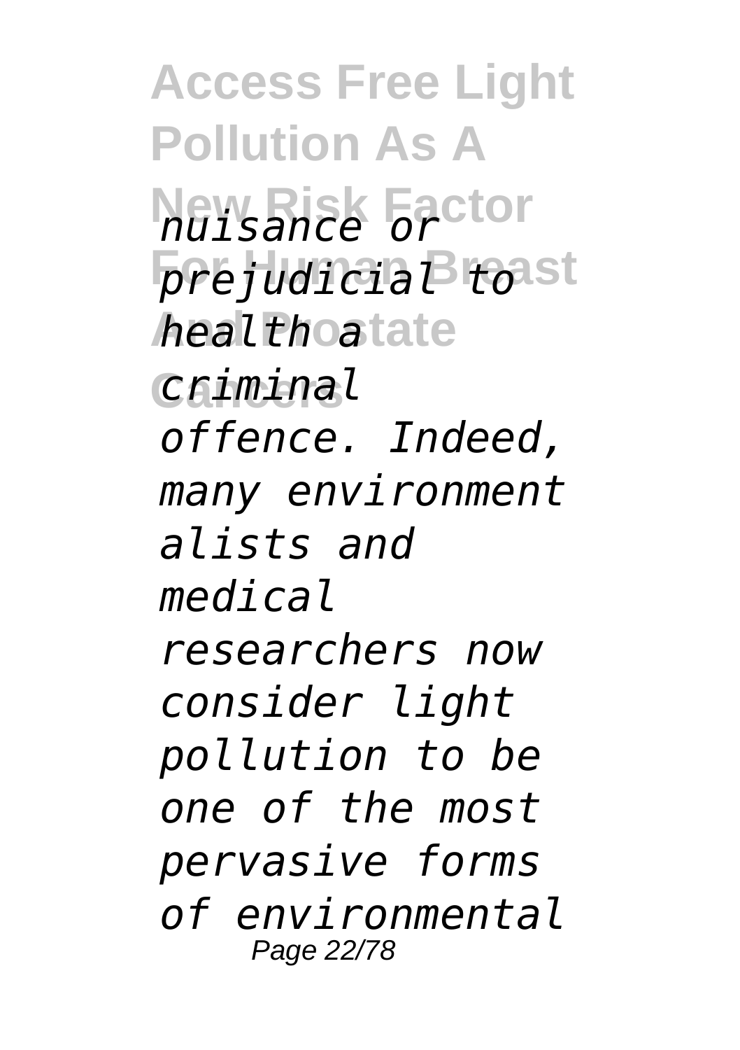*nuisance or prejudicial to health a criminal offence. Indeed, many environmentalists and medical researchers now consider light pollution to be one of the most pervasive forms of environmental*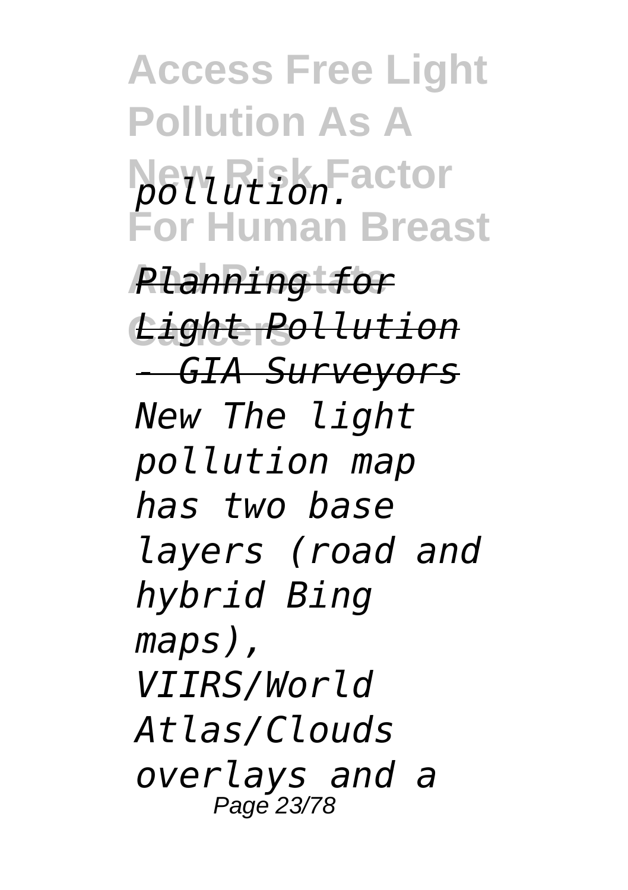*pollution.*

*Planning for Light Pollution - GIA Surveyors*

*New The light pollution map has two base layers (road and hybrid Bing maps), VIIRS/World Atlas/Clouds overlays and a*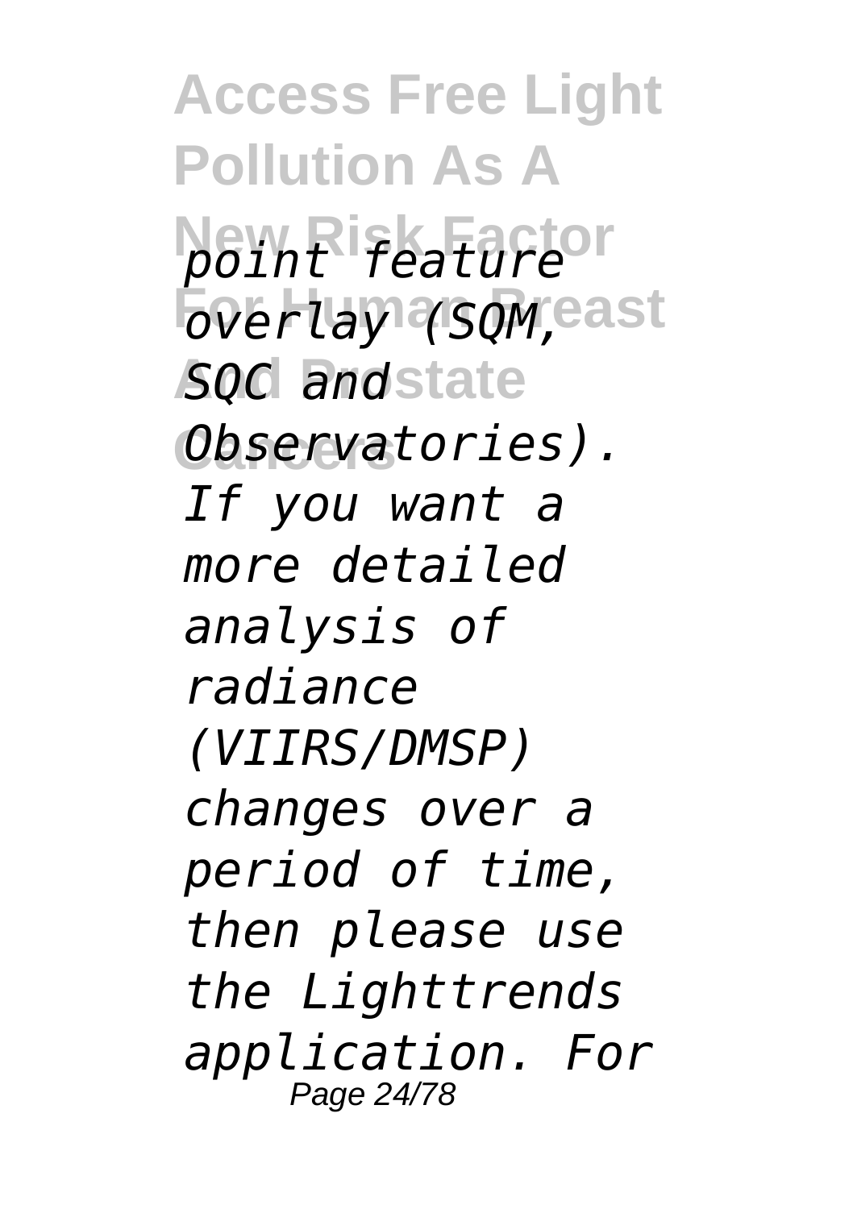*point feature overlay (SQM, SQC and Observatories). If you want a more detailed analysis of radiance (VIIRS/DMSP) changes over a period of time, then please use the Lighttrends application. For*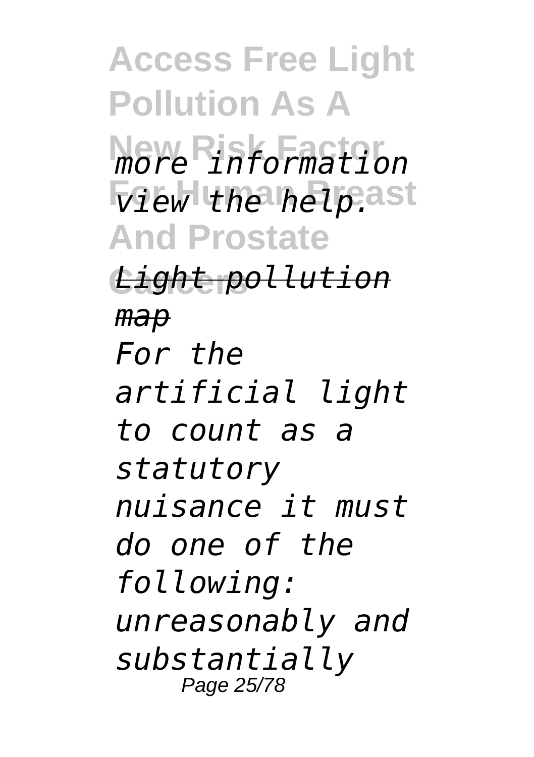*more information view the help.*

*Light pollution map*

*For the artificial light to count as a statutory nuisance it must do one of the following: unreasonably and substantially*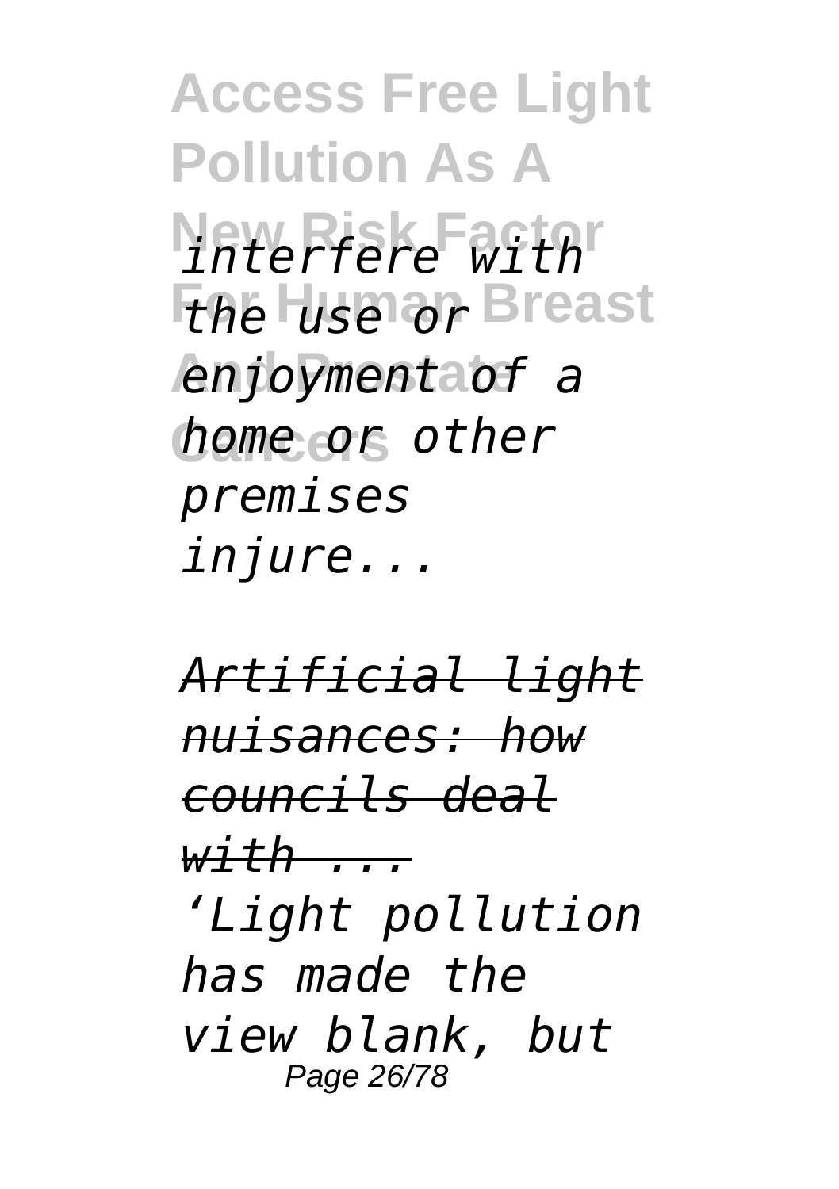*interfere with the use or enjoyment of a home or other premises injure...*

*Artificial light nuisances: how councils deal with ...*

*‘Light pollution has made the view blank, but*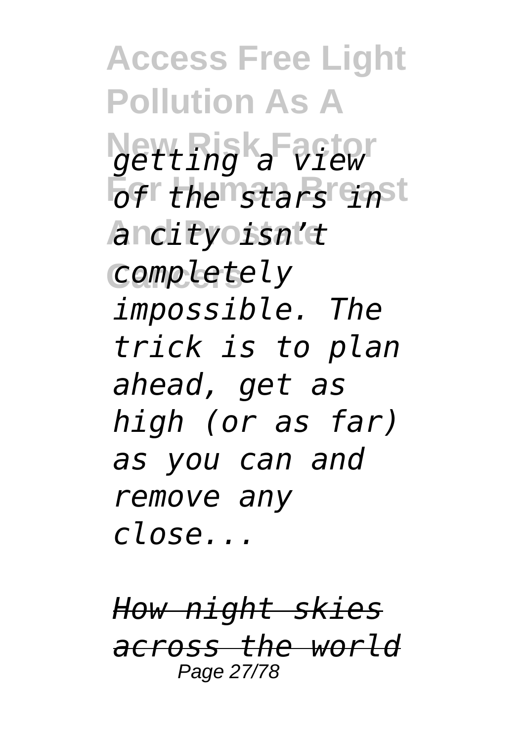*getting a view of the stars in a city isn't completely impossible. The trick is to plan ahead, get as high (or as far) as you can and remove any close...*

*How night skies across the world*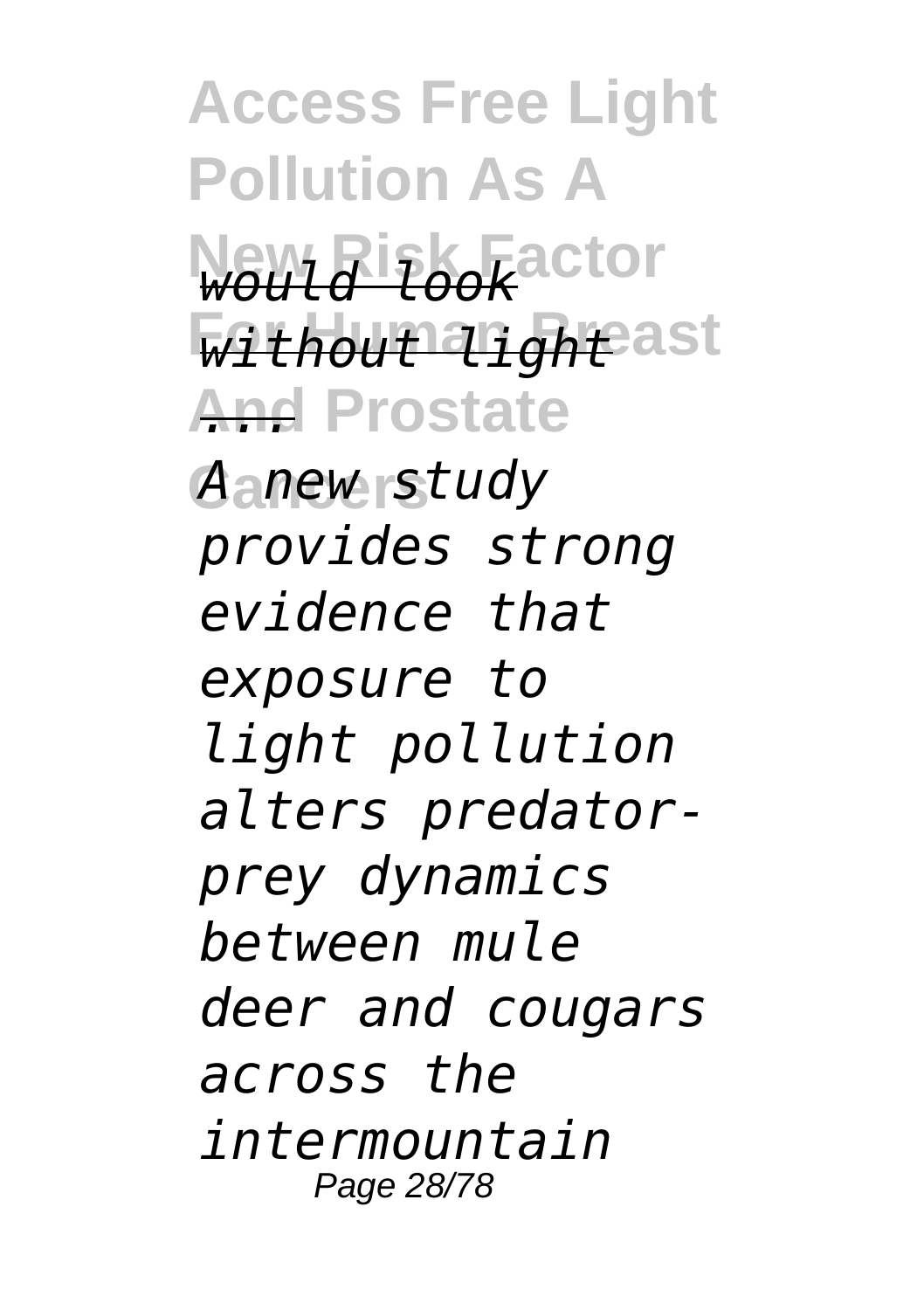*would look without light ...*

*A new study provides strong evidence that exposure to light pollution alters predator-prey dynamics between mule deer and cougars across the intermountain*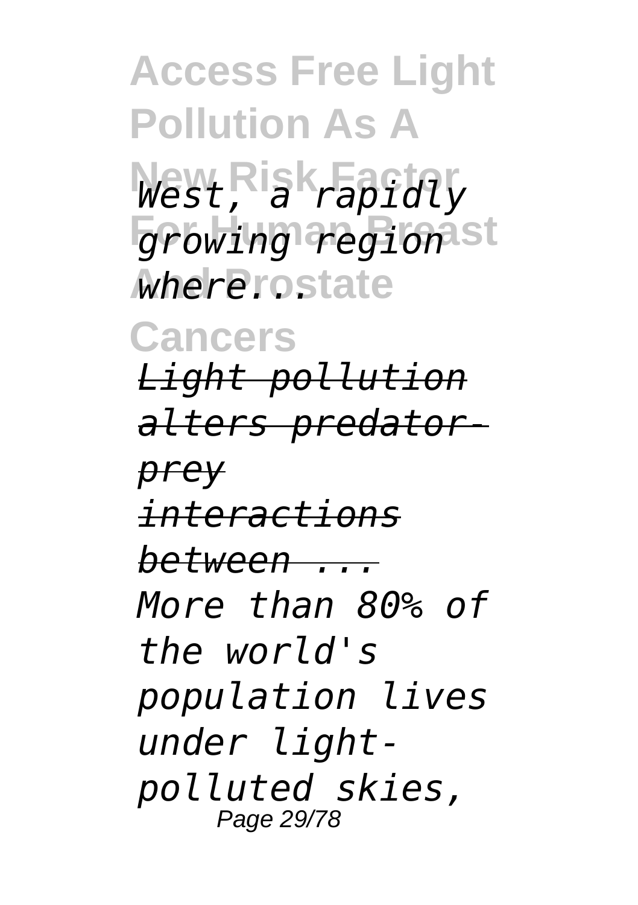*West, a rapidly growing region where...*

*Light pollution alters predator-prey interactions between ...*

*More than 80% of the world's population lives under light-polluted skies,*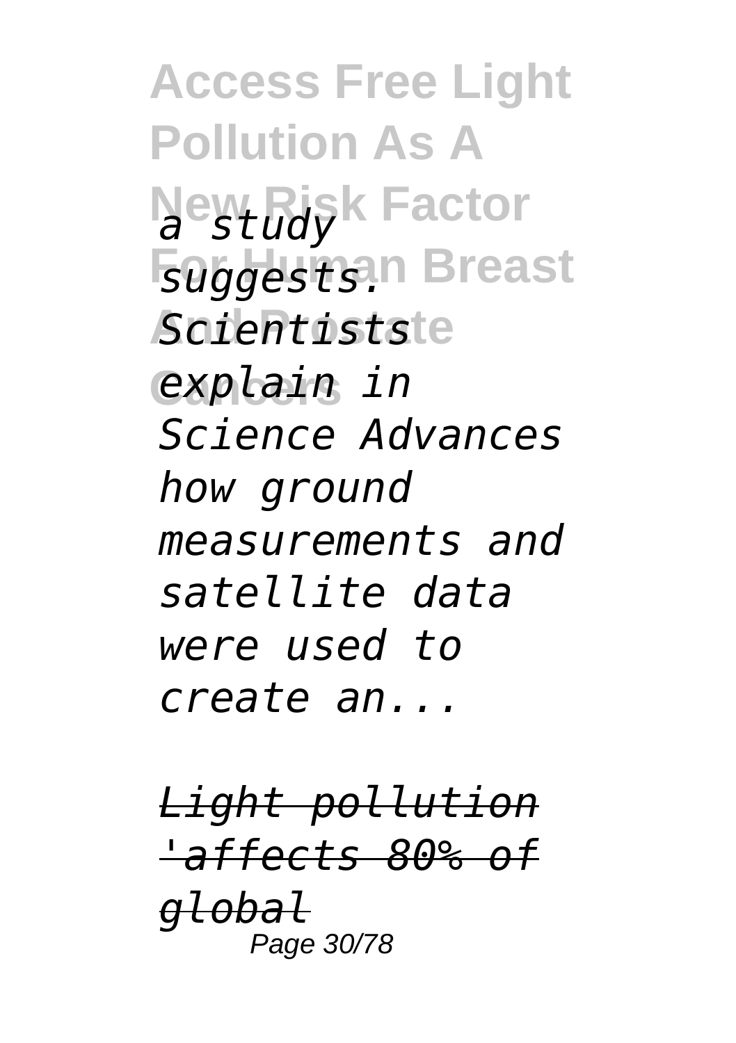*a study suggests. Scientists explain in Science Advances how ground measurements and satellite data were used to create an...*

*Light pollution 'affects 80% of global*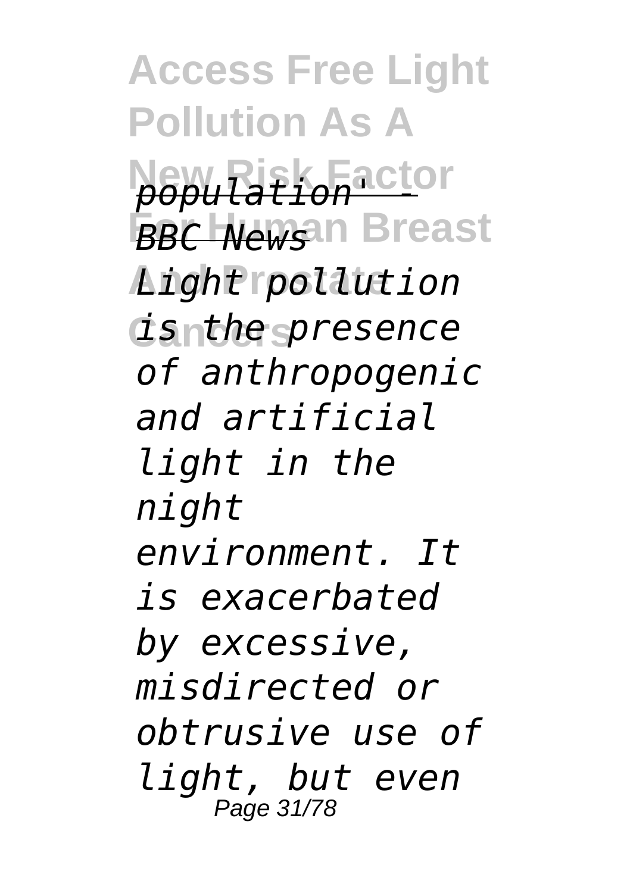*population' - BBC News*

*Light pollution is the presence of anthropogenic and artificial light in the night environment. It is exacerbated by excessive, misdirected or obtrusive use of light, but even*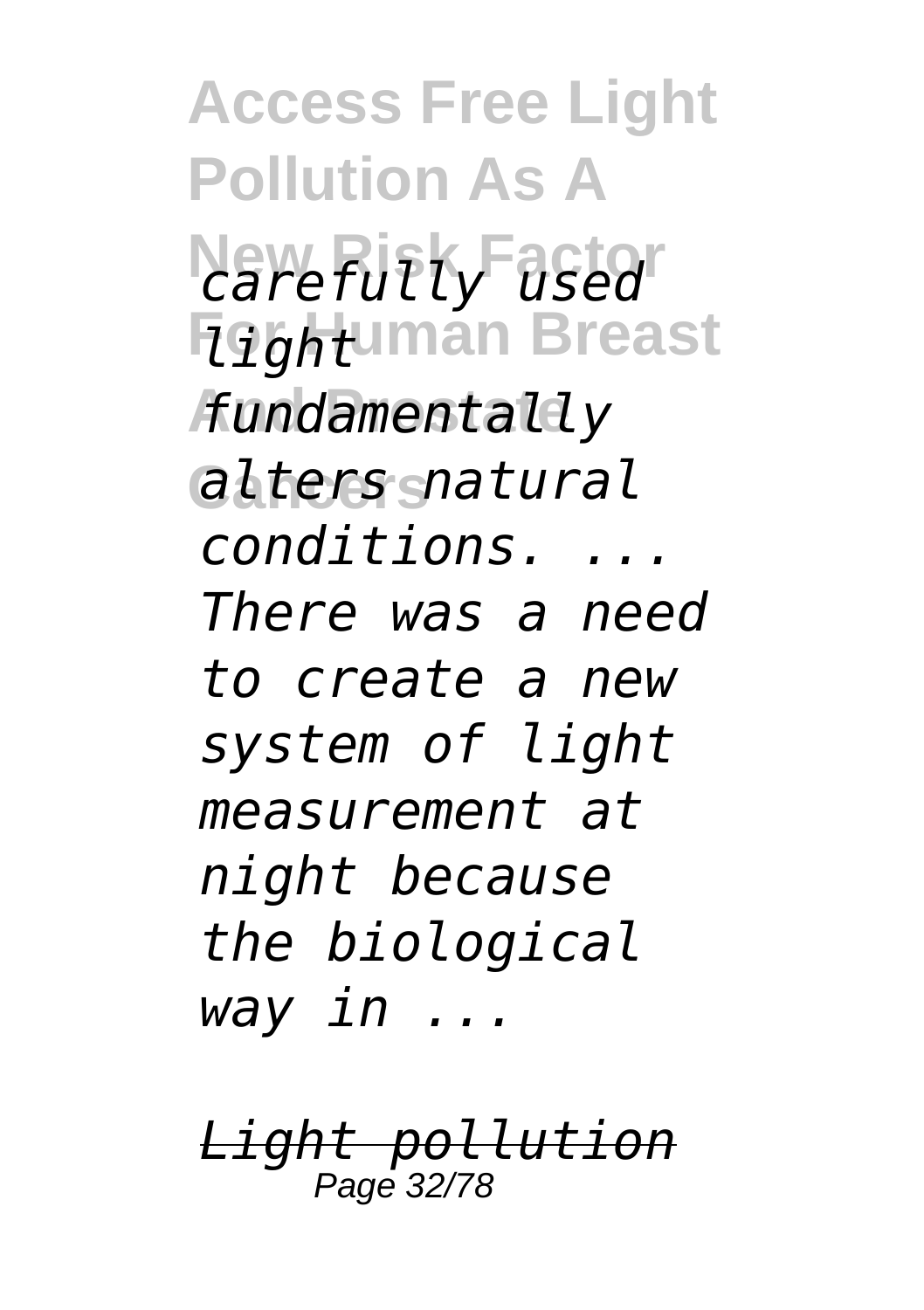*carefully used light fundamentally alters natural conditions. ... There was a need to create a new system of light measurement at night because the biological way in ...*

*Light pollution*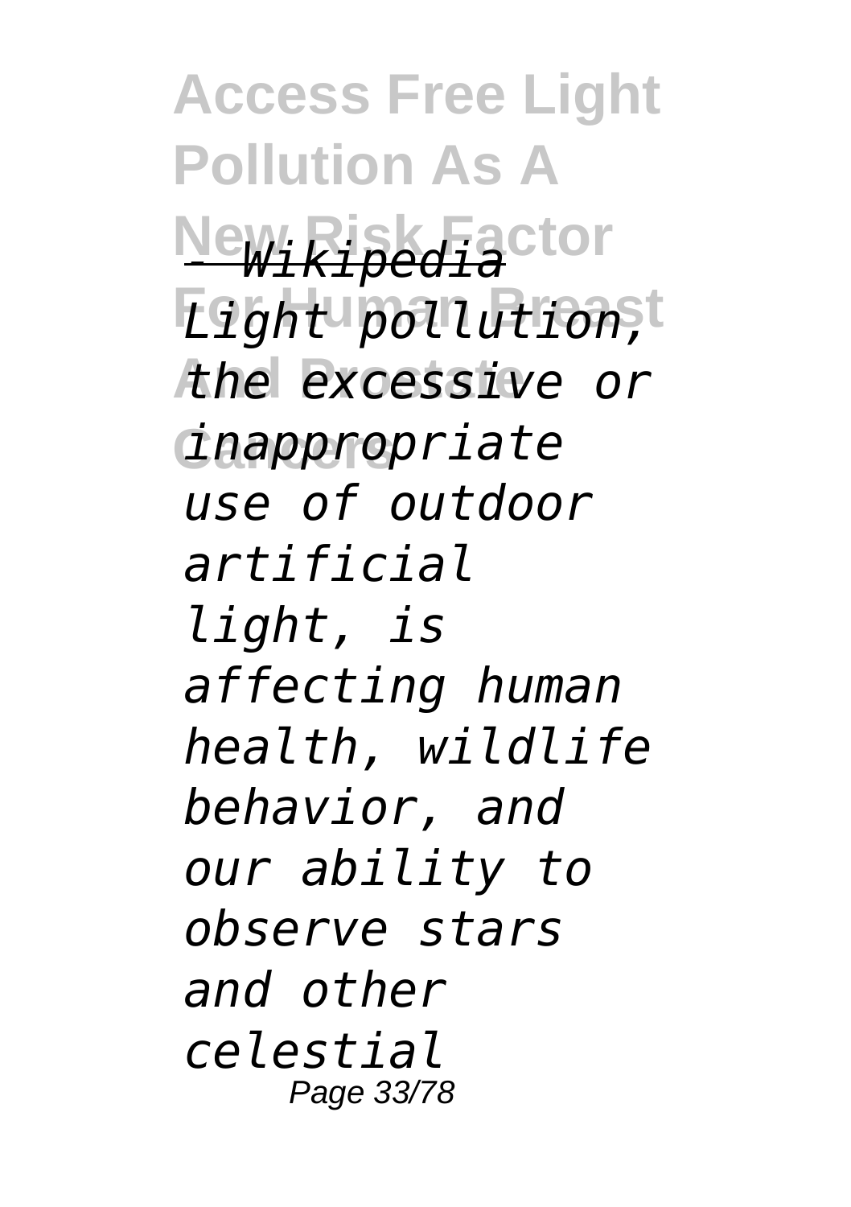*- Wikipedia*

*Light pollution, the excessive or inappropriate use of outdoor artificial light, is affecting human health, wildlife behavior, and our ability to observe stars and other celestial*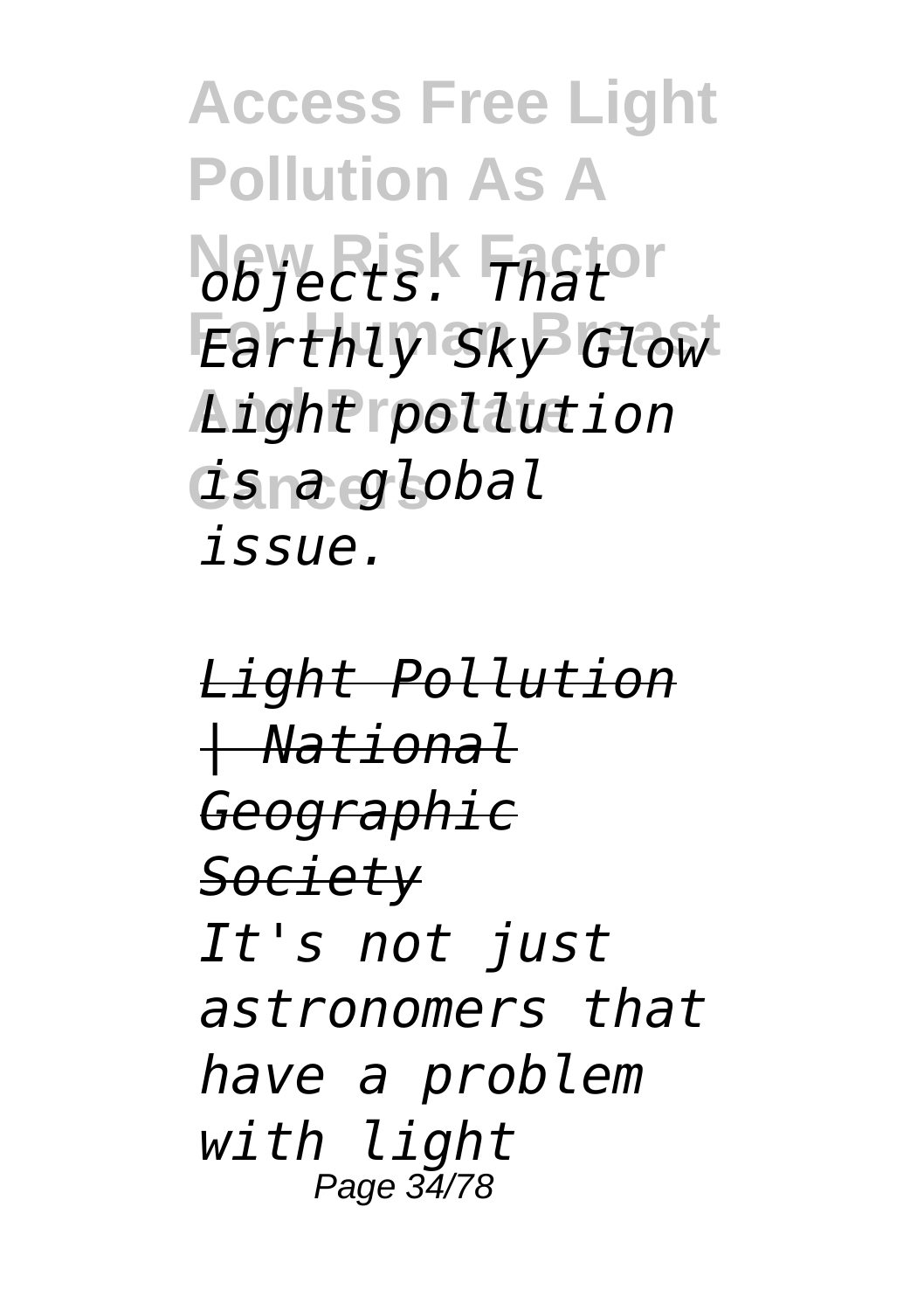*objects. That Earthly Sky Glow Light pollution is a global issue.*

*Light Pollution | National Geographic Society*

*It's not just astronomers that have a problem with light*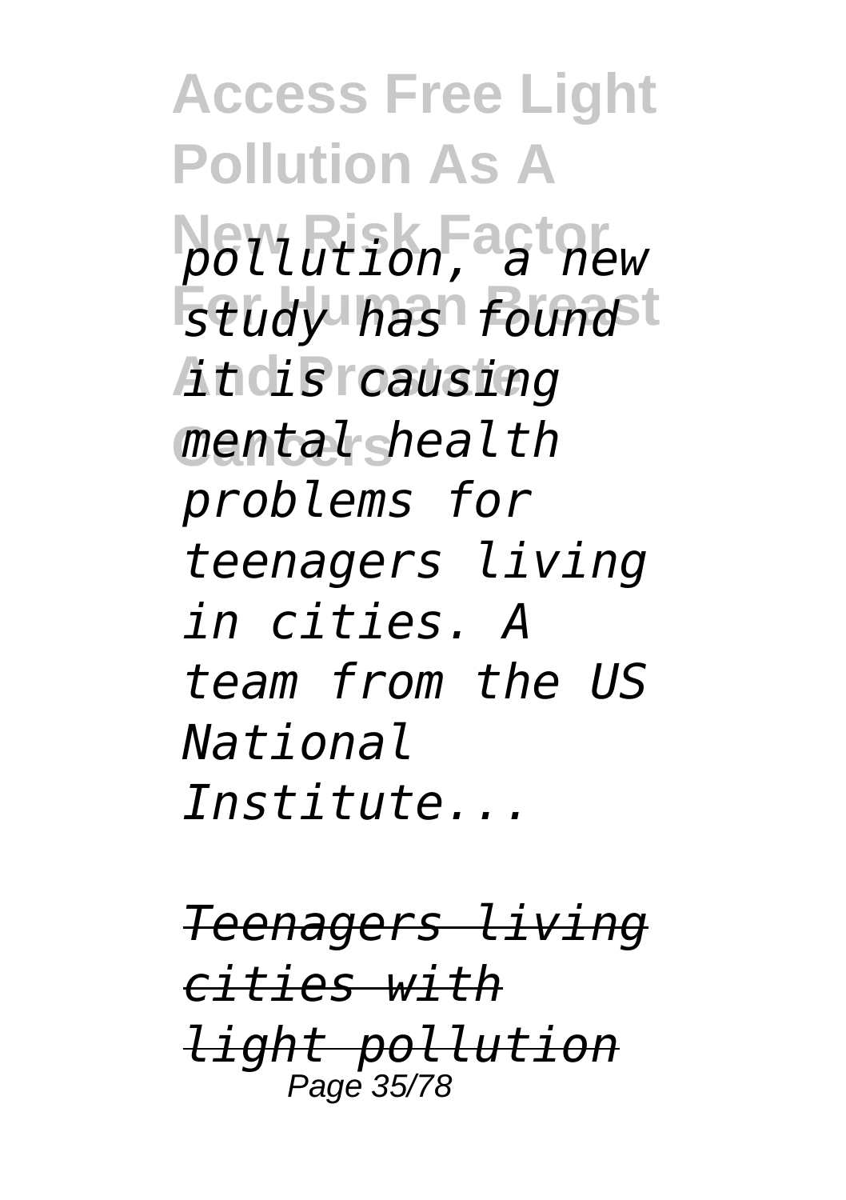*pollution, a new study has found it is causing mental health problems for teenagers living in cities. A team from the US National Institute...*

*Teenagers living cities with light pollution*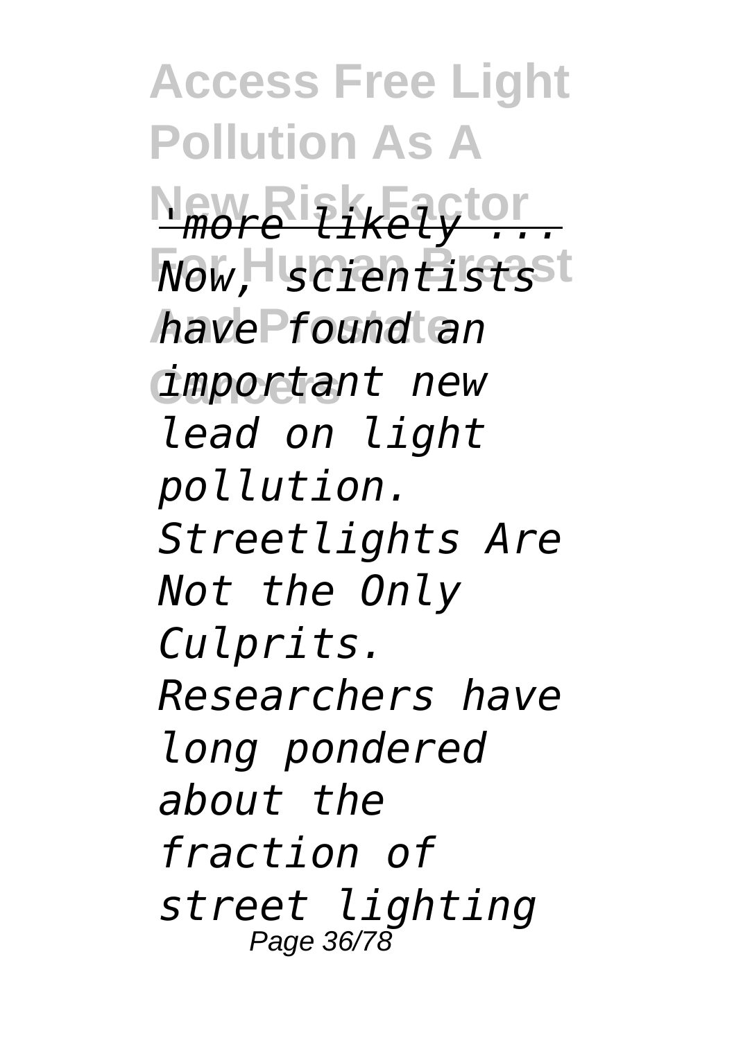*'more likely ...*

*Now, scientists have found an important new lead on light pollution. Streetlights Are Not the Only Culprits. Researchers have long pondered about the fraction of street lighting*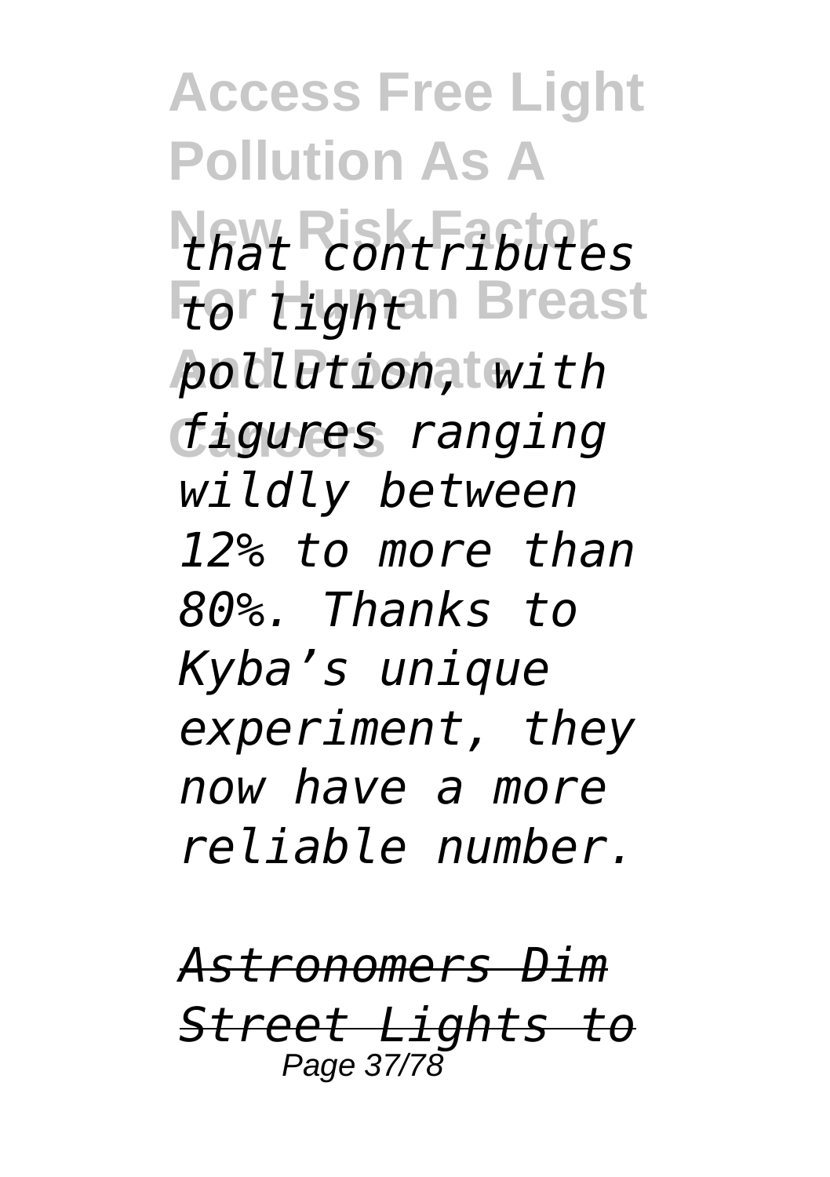*that contributes to light pollution, with figures ranging wildly between 12% to more than 80%. Thanks to Kyba's unique experiment, they now have a more reliable number.*

*Astronomers Dim Street Lights to*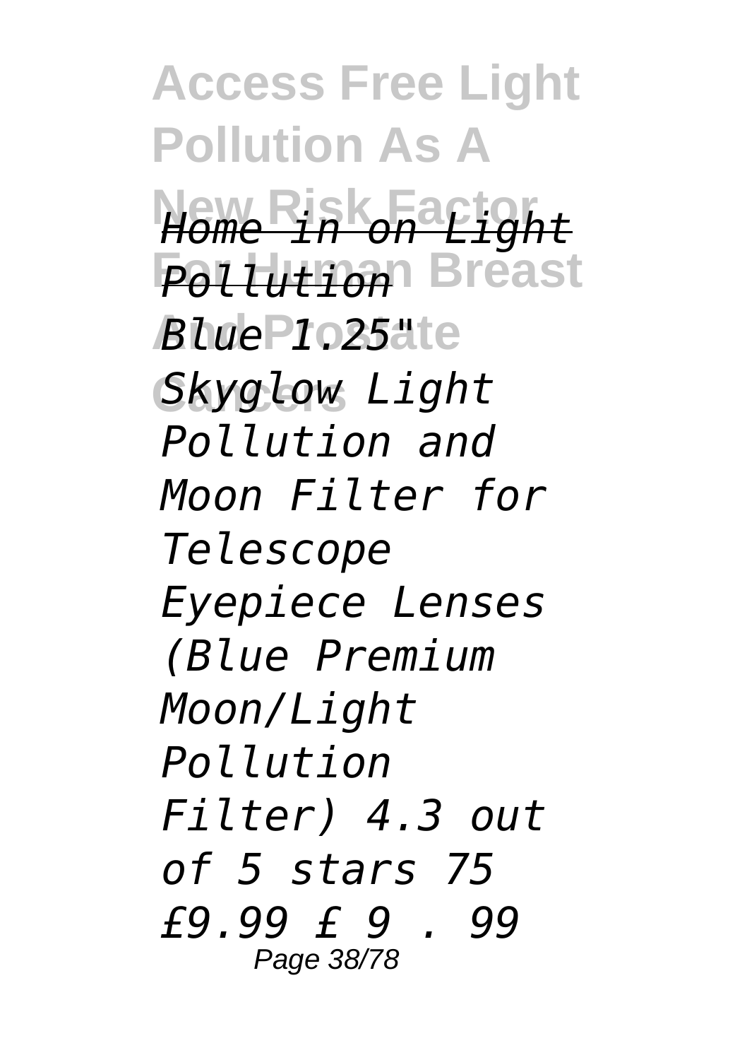*Home in on Light Pollution*

*Blue 1.25" Skyglow Light Pollution and Moon Filter for Telescope Eyepiece Lenses (Blue Premium Moon/Light Pollution Filter) 4.3 out of 5 stars 75 £9.99 £ 9 . 99*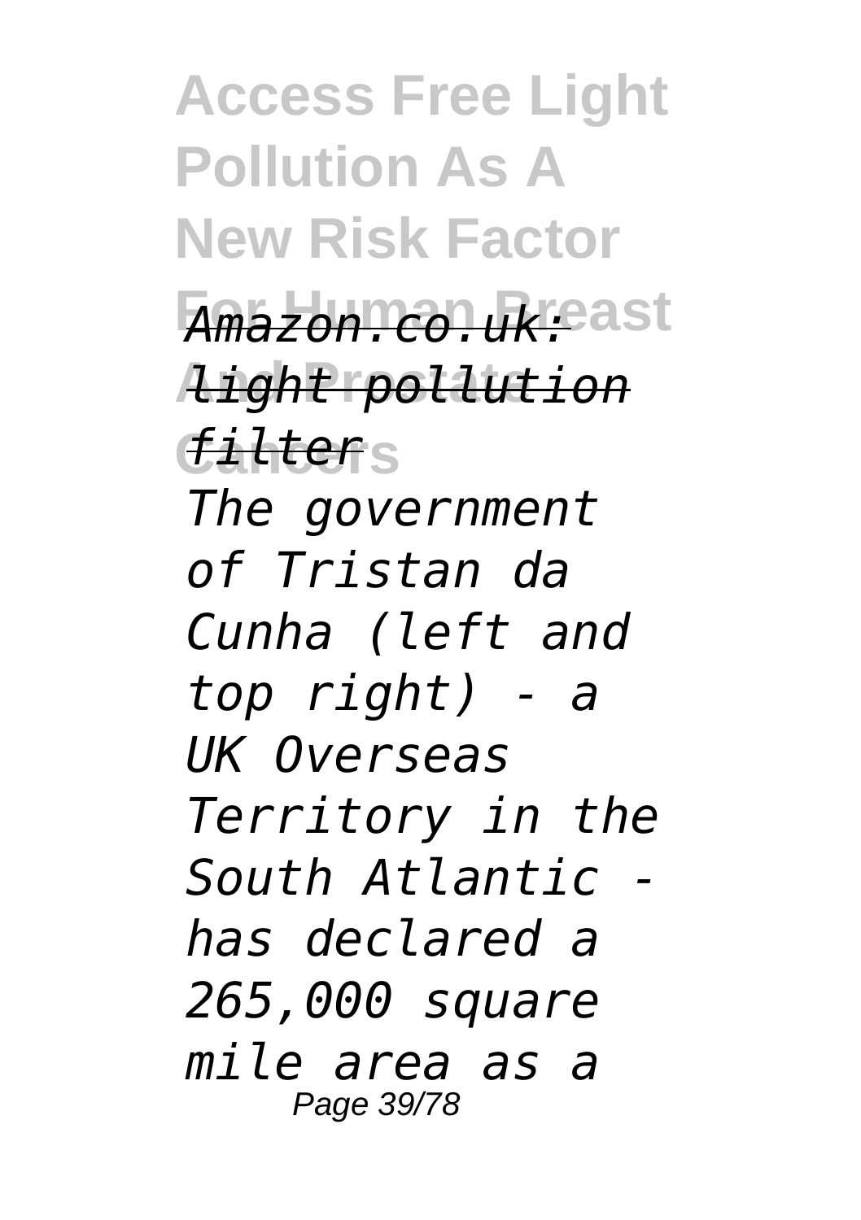*Amazon.co.uk: light pollution filter*

*The government of Tristan da Cunha (left and top right) - a UK Overseas Territory in the South Atlantic - has declared a 265,000 square mile area as a*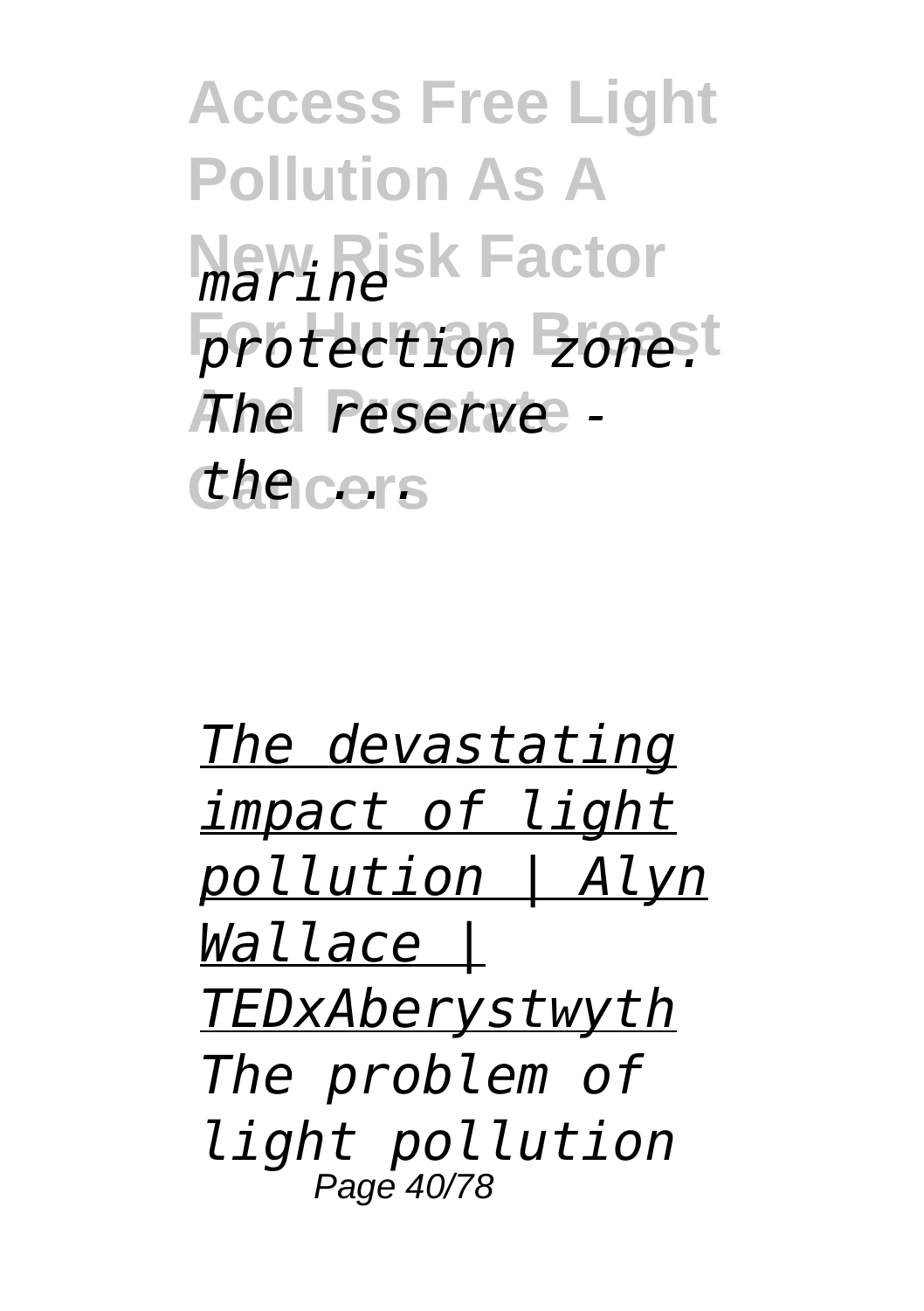*marine protection zone. The reserve - the ...*

*The devastating impact of light pollution | Alyn Wallace | TEDxAberystwyth*

*The problem of light pollution*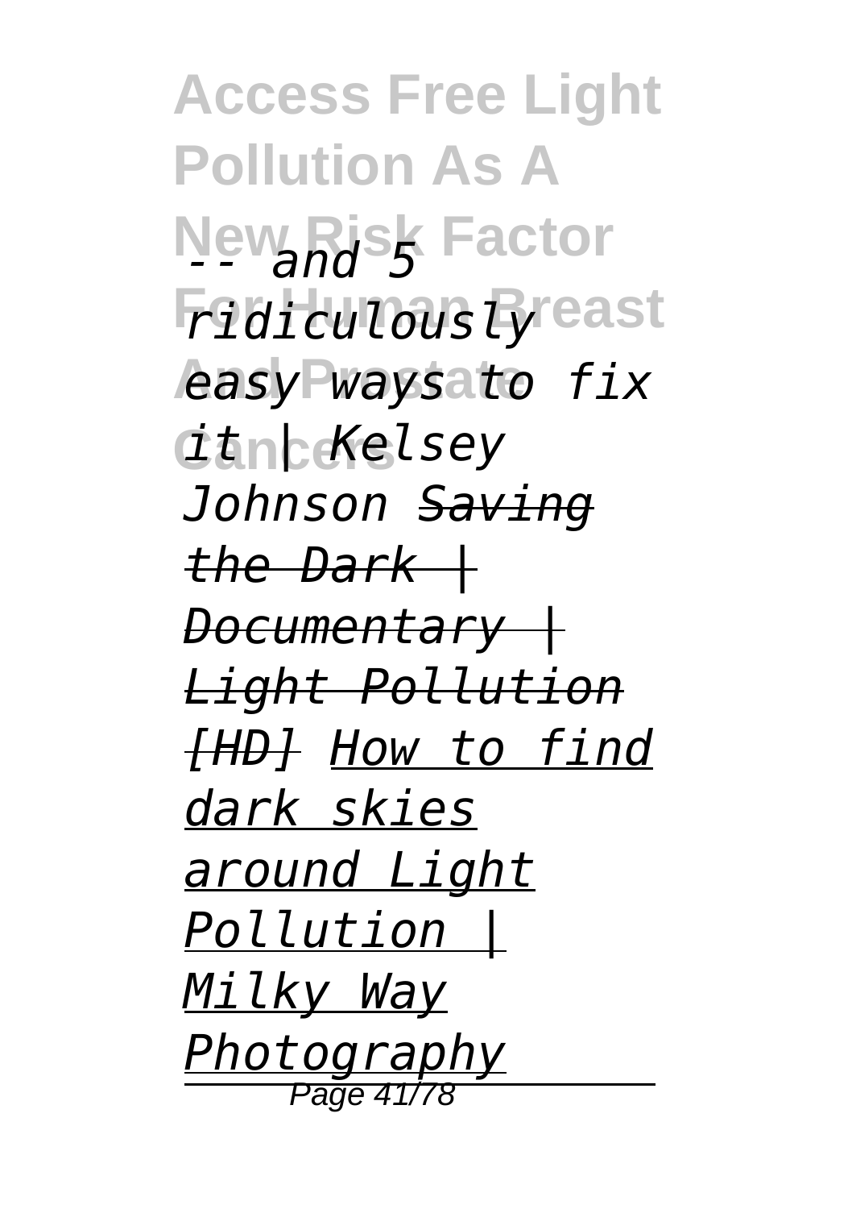*-- and 5 ridiculously easy ways to fix it | Kelsey Johnson* *~~Saving the Dark | Documentary | Light Pollution [HD]~~* *How to find dark skies around Light Pollution | Milky Way Photography*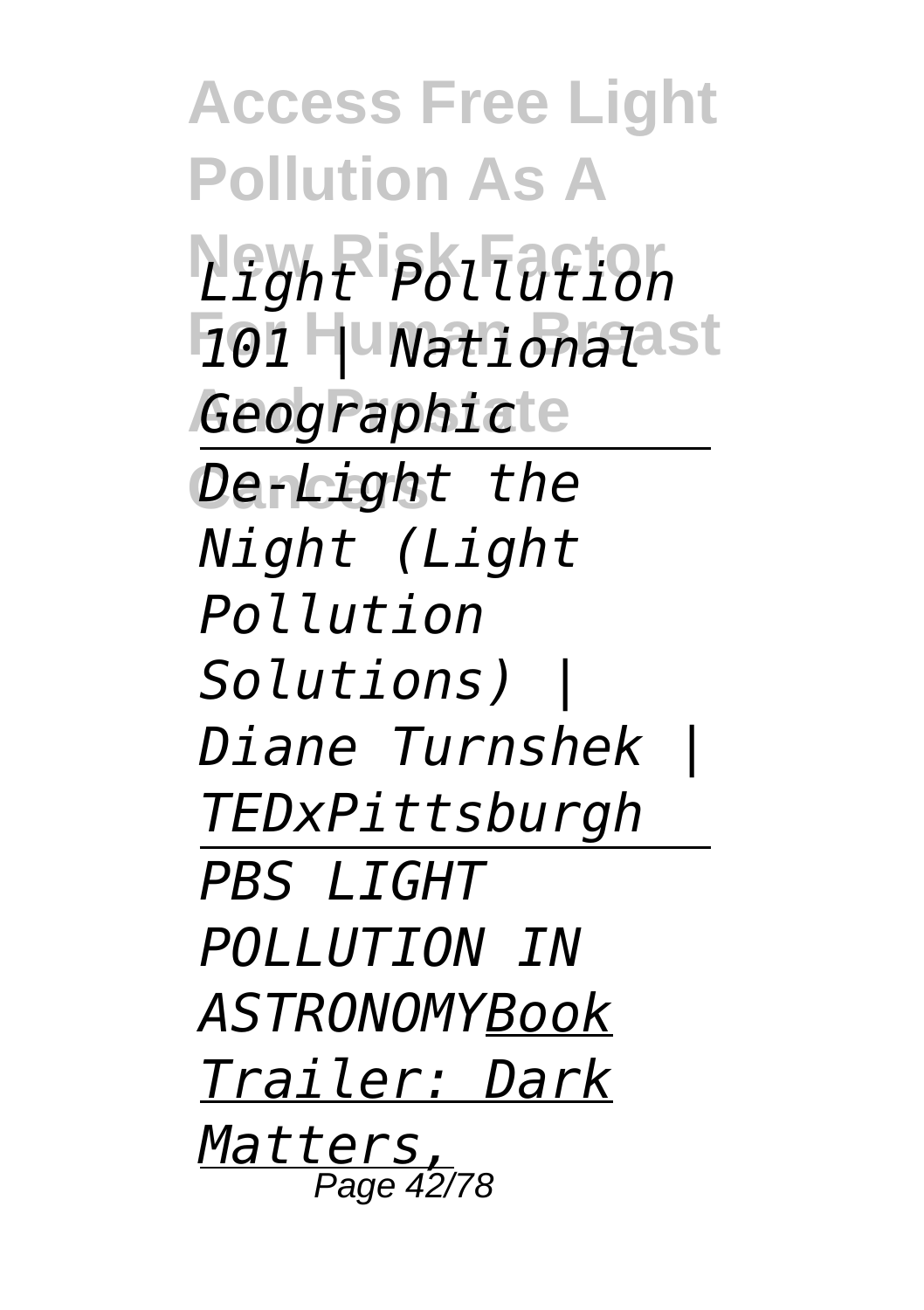*Light Pollution 101 | National Geographic*

---

*De-Light the Night (Light Pollution Solutions) | Diane Turnshek | TEDxPittsburgh*

---

*PBS LIGHT POLLUTION IN ASTRONOMY*Book Trailer: Dark Matters,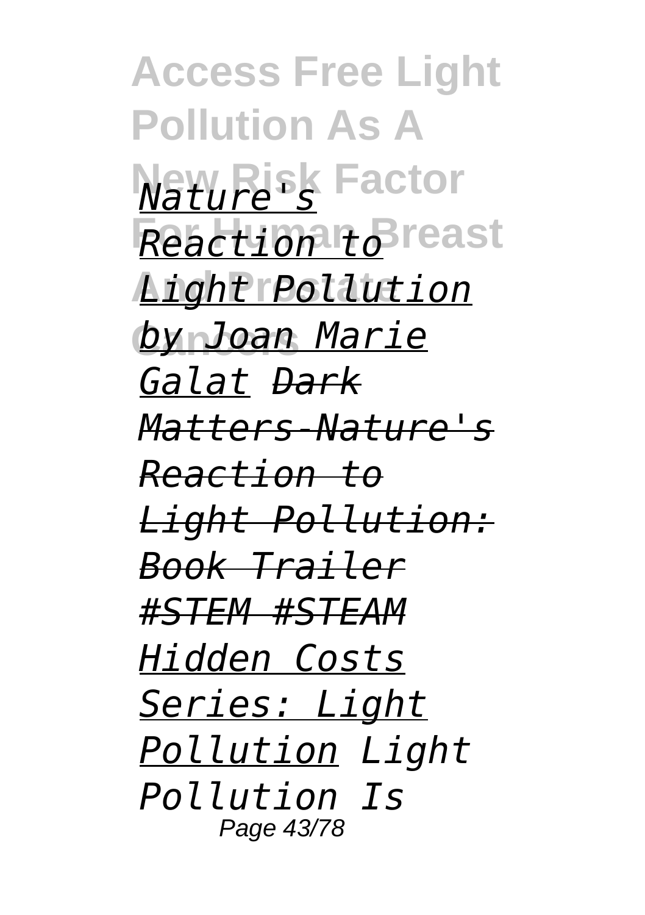*Nature's Reaction to Light Pollution by Joan Marie Galat* *Dark Matters-Nature's Reaction to Light Pollution: Book Trailer #STEM #STEAM* *Hidden Costs Series: Light Pollution* *Light Pollution Is*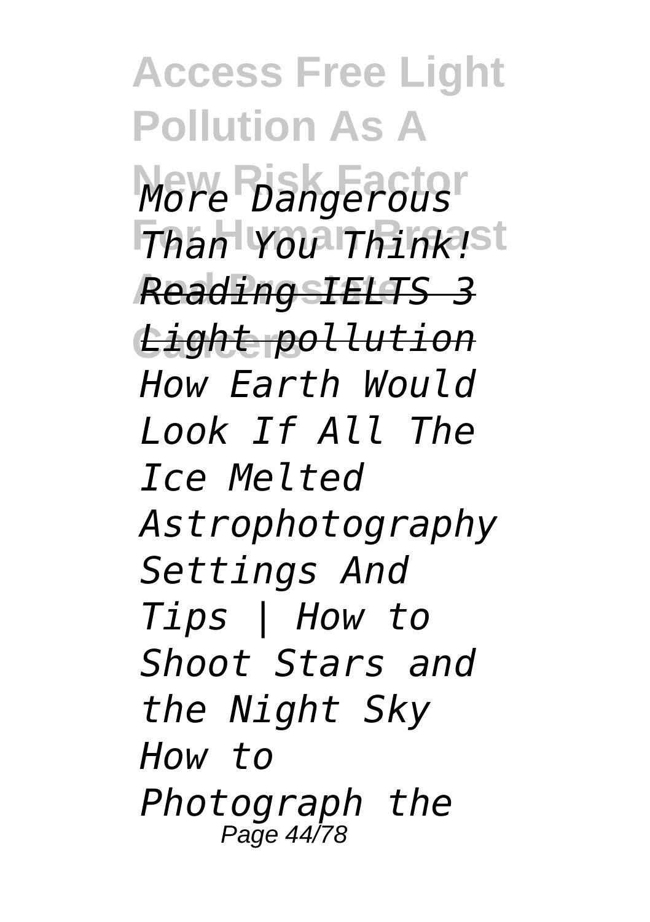*More Dangerous Than You Think!* *Reading IELTS 3 Light pollution* *How Earth Would Look If All The Ice Melted* *Astrophotography Settings And Tips | How to Shoot Stars and the Night Sky* *How to Photograph the*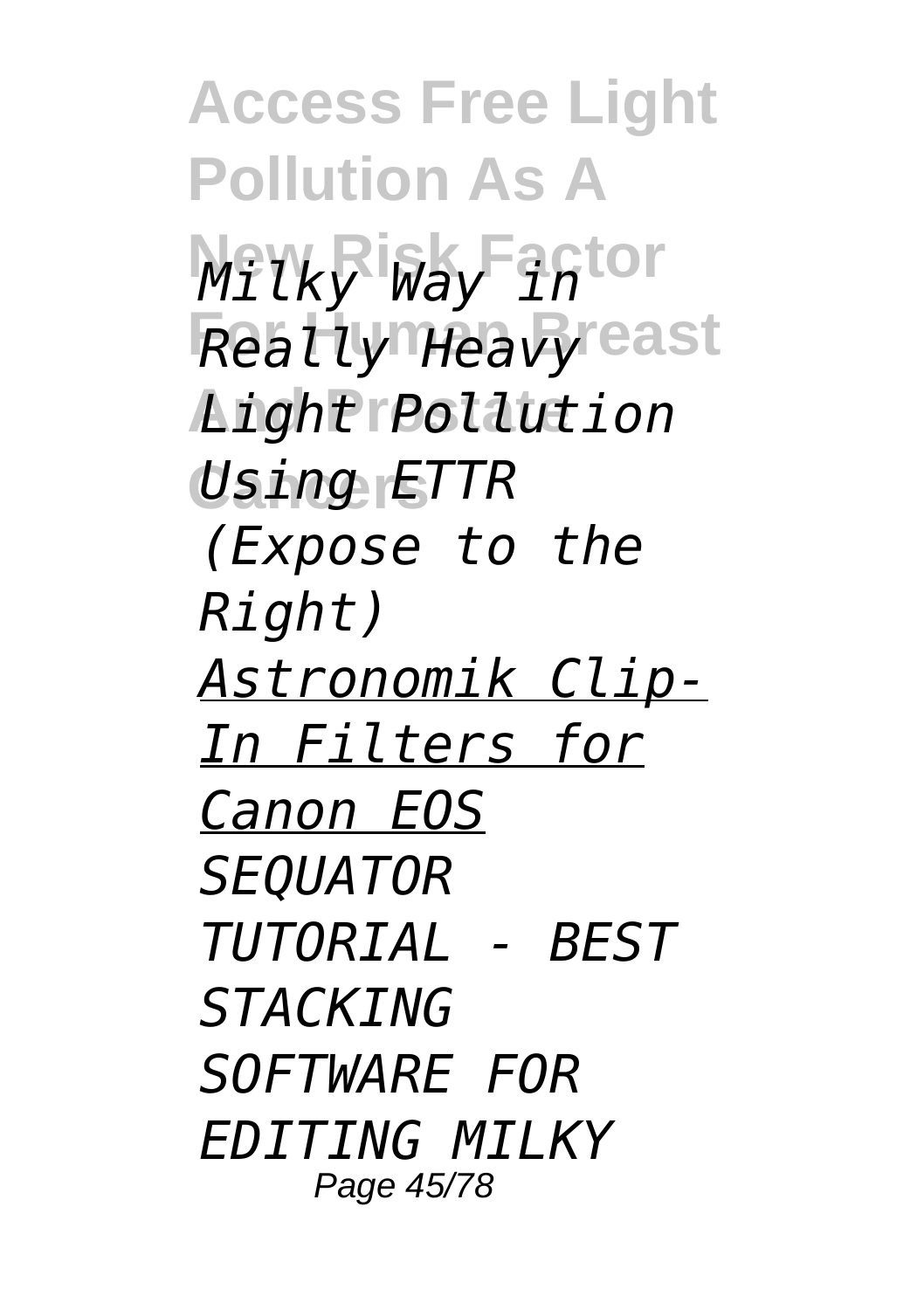*Milky Way in Really Heavy Light Pollution Using ETTR (Expose to the Right)*

*Astronomik Clip-In Filters for Canon EOS*

*SEQUATOR TUTORIAL - BEST STACKING SOFTWARE FOR EDITING MILKY*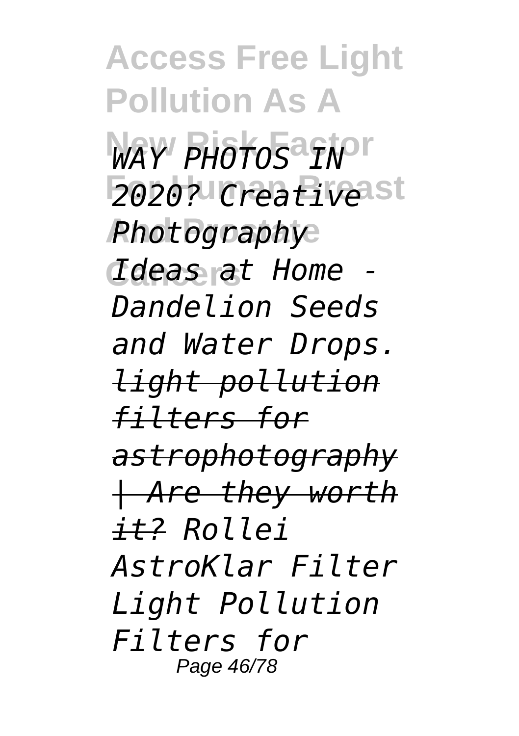*WAY PHOTOS IN 2020? Creative Photography Ideas at Home - Dandelion Seeds and Water Drops.* *~~light pollution filters for astrophotography | Are they worth it?~~* *Rollei AstroKlar Filter Light Pollution Filters for*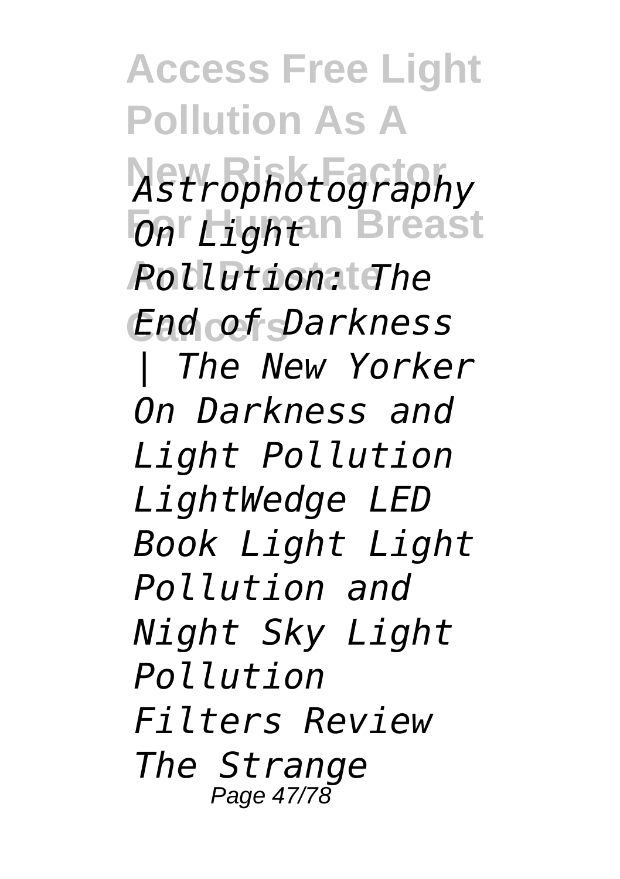*Astrophotography On Light Pollution: The End of Darkness | The New Yorker On Darkness and Light Pollution LightWedge LED Book Light Light Pollution and Night Sky Light Pollution Filters Review The Strange*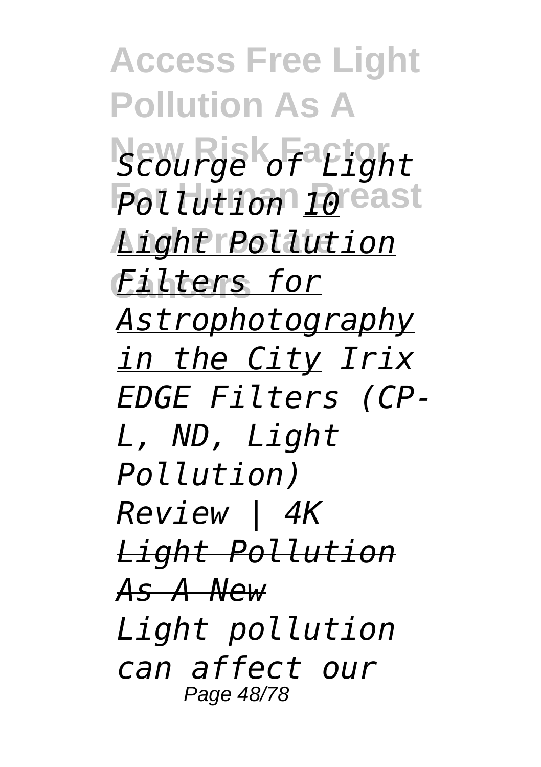*Scourge of Light Pollution* *10 Light Pollution Filters for Astrophotography in the City* *Irix EDGE Filters (CP-L, ND, Light Pollution) Review | 4K* *Light Pollution As A New*

*Light pollution can affect our*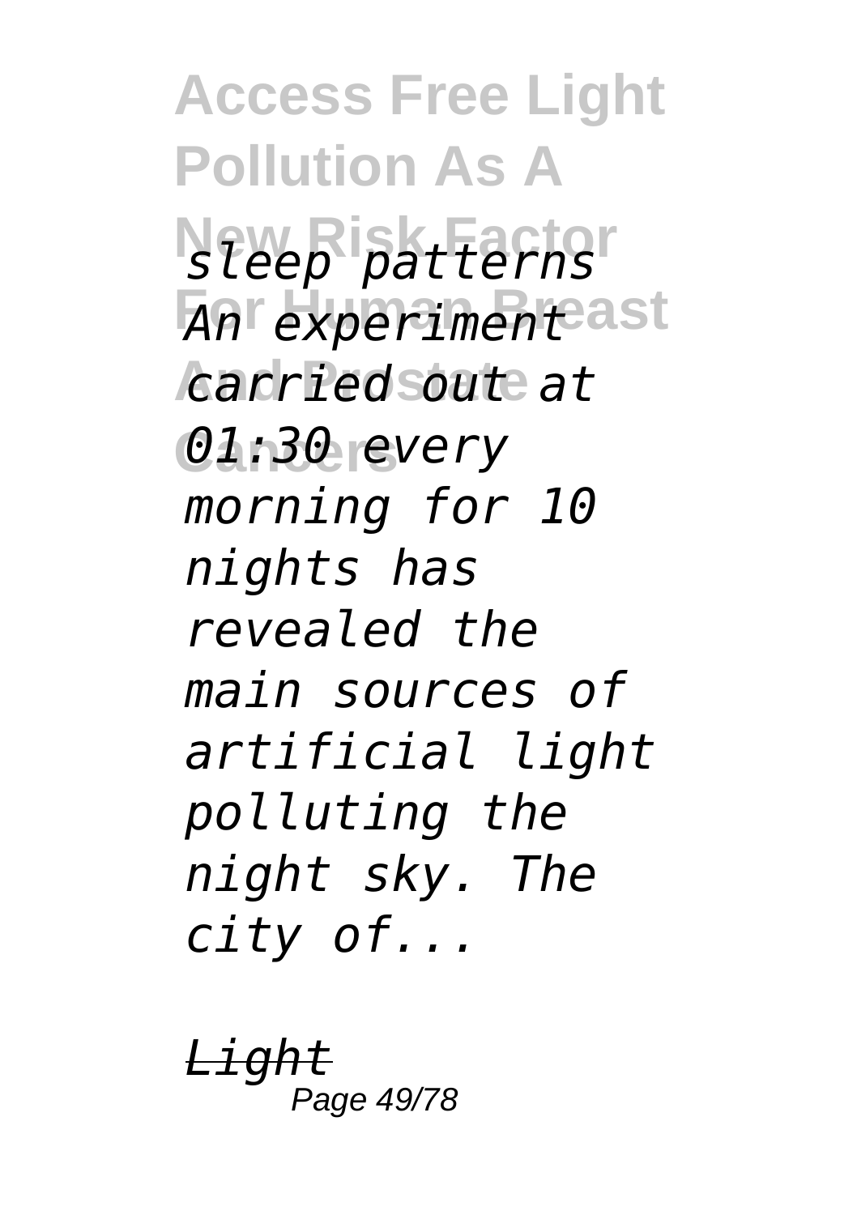*sleep patterns An experiment carried out at 01:30 every morning for 10 nights has revealed the main sources of artificial light polluting the night sky. The city of...*

*Light*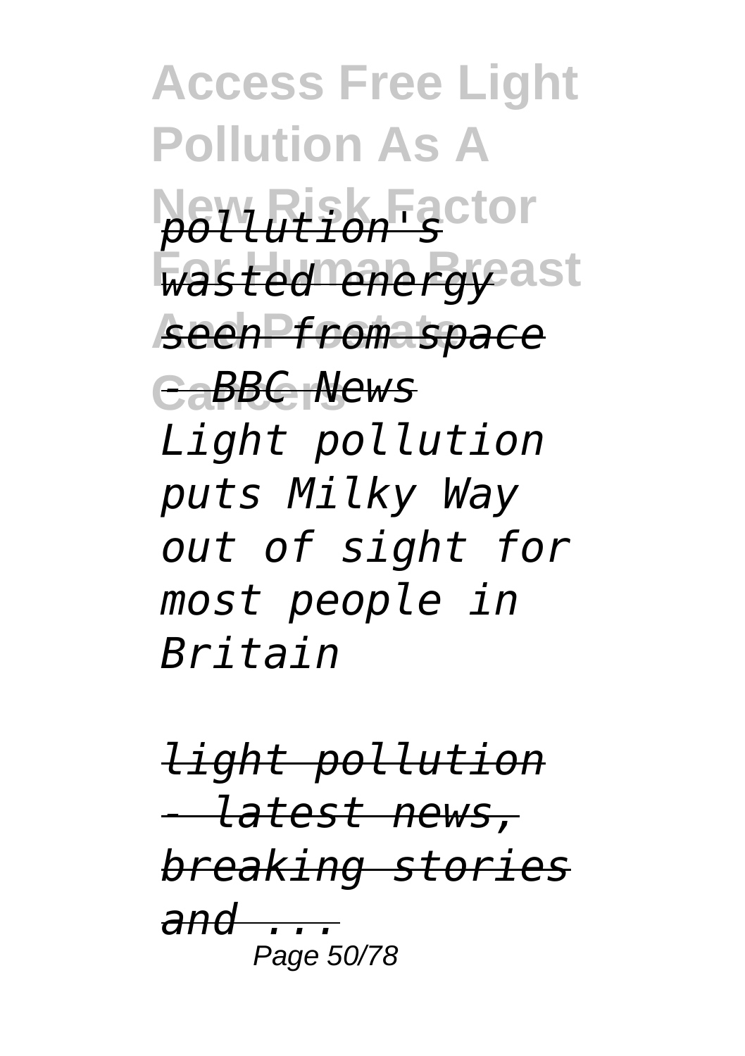*pollution's wasted energy seen from space - BBC News*

*Light pollution puts Milky Way out of sight for most people in Britain*

*light pollution - latest news, breaking stories and ...*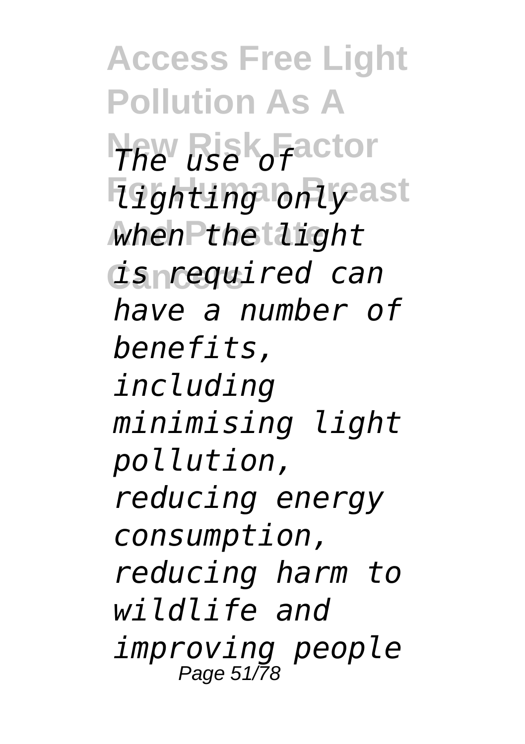*The use of lighting only when the light is required can have a number of benefits, including minimising light pollution, reducing energy consumption, reducing harm to wildlife and improving people*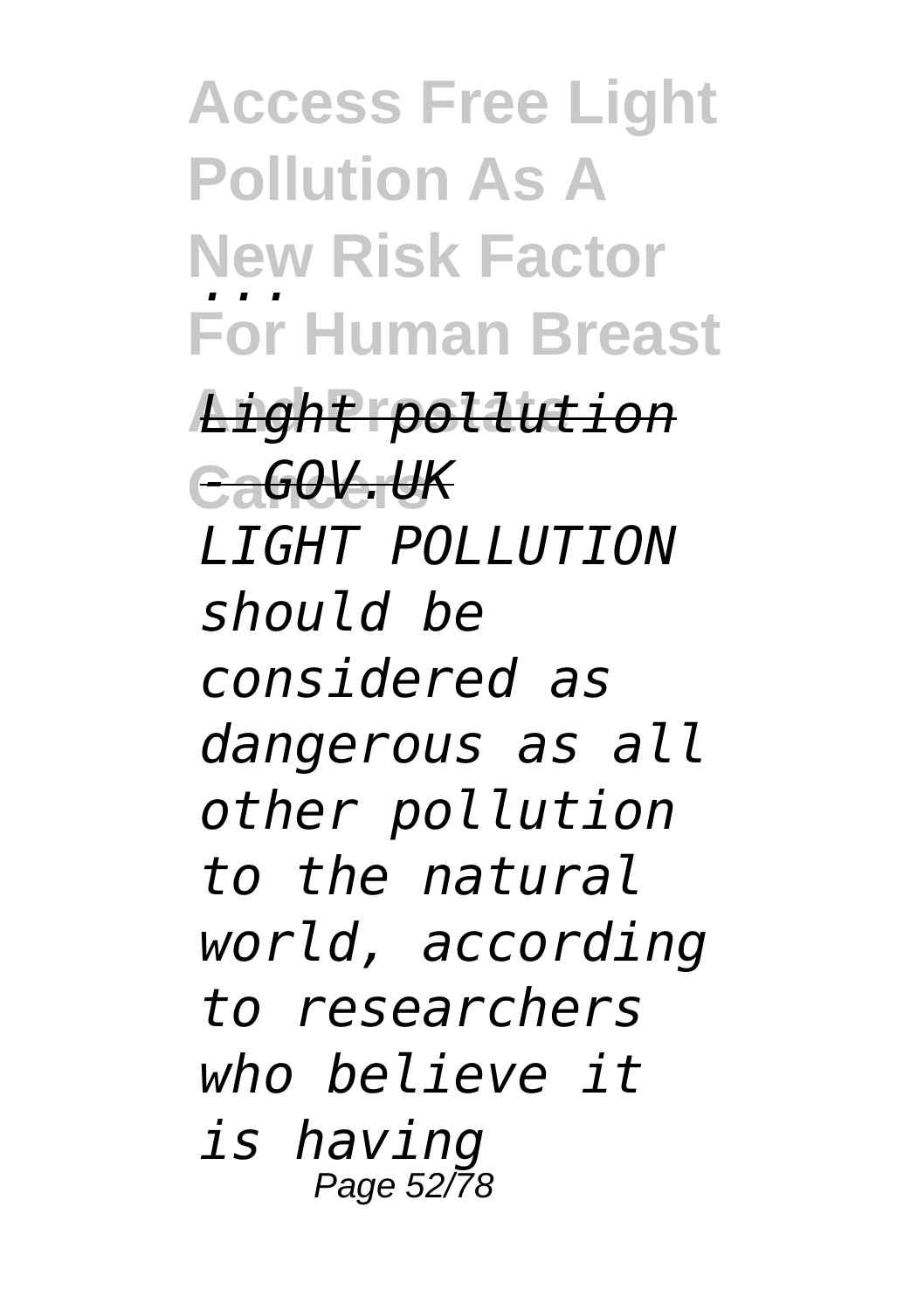*...*

*Light pollution - GOV.UK*

*LIGHT POLLUTION should be considered as dangerous as all other pollution to the natural world, according to researchers who believe it is having*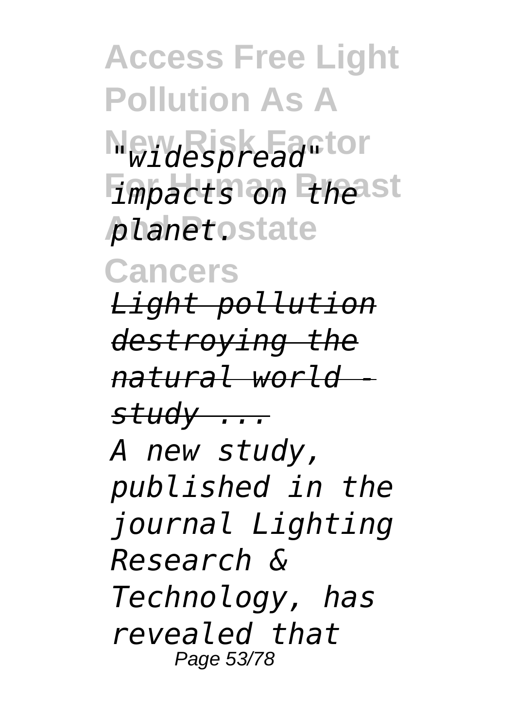*"widespread" impacts on the planet.*

*Light pollution destroying the natural world - study ...*

*A new study, published in the journal Lighting Research & Technology, has revealed that*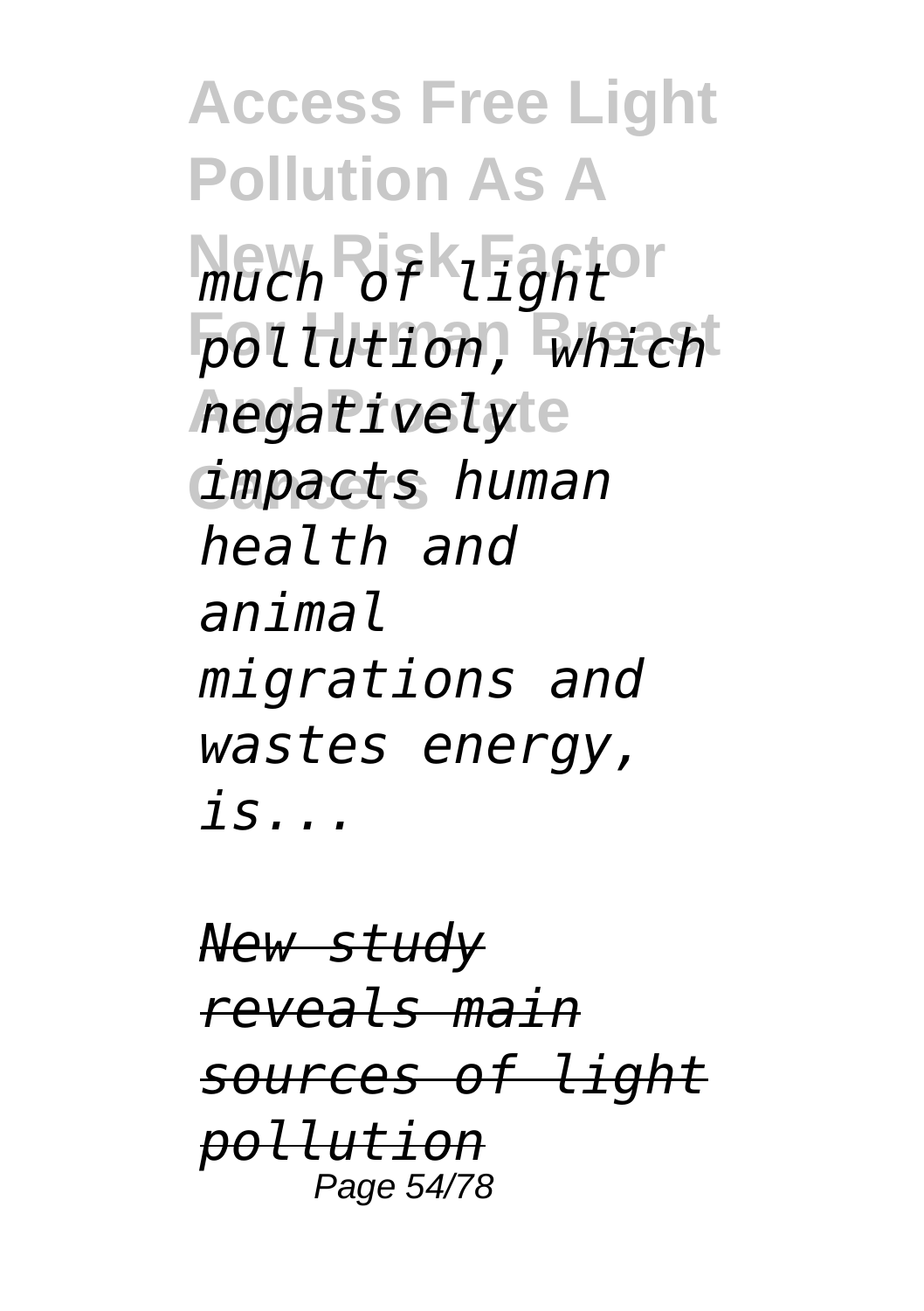*much of light pollution, which negatively impacts human health and animal migrations and wastes energy, is...*

*New study reveals main sources of light pollution*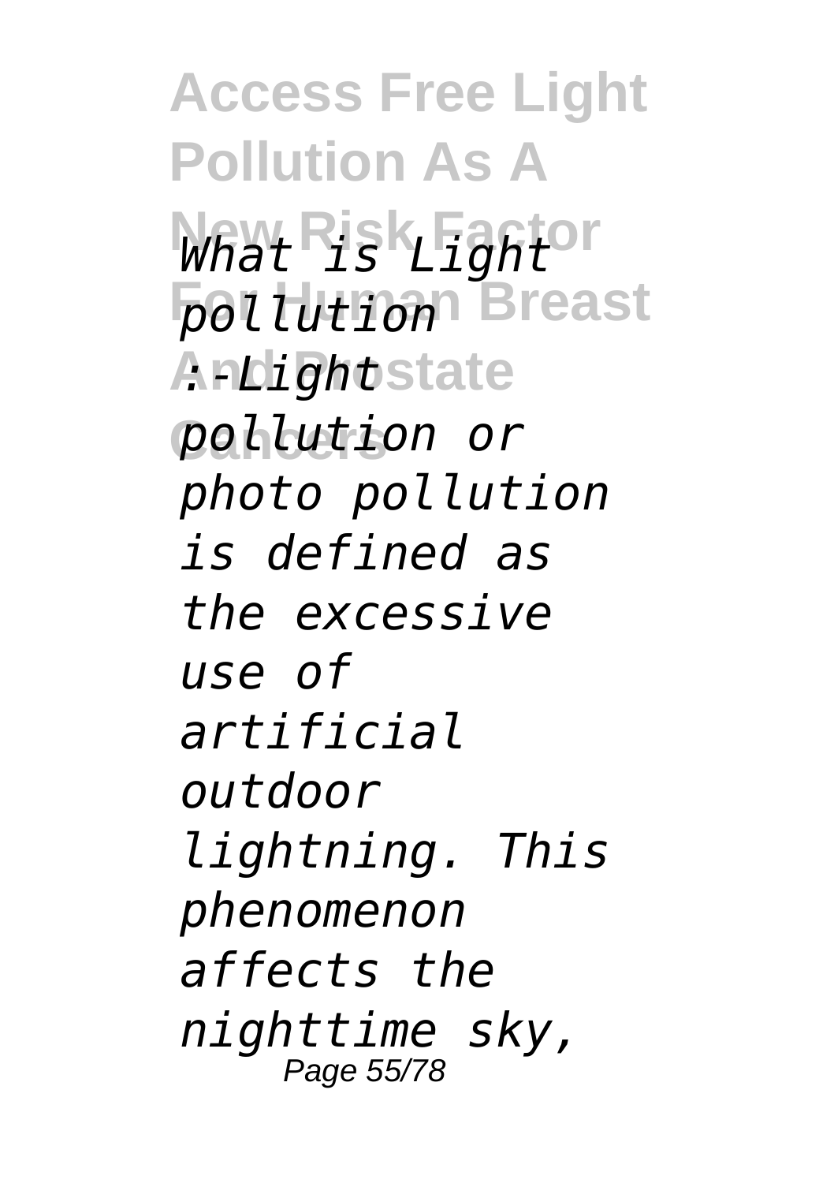*What is Light pollution :-Light pollution or photo pollution is defined as the excessive use of artificial outdoor lightning. This phenomenon affects the nighttime sky,*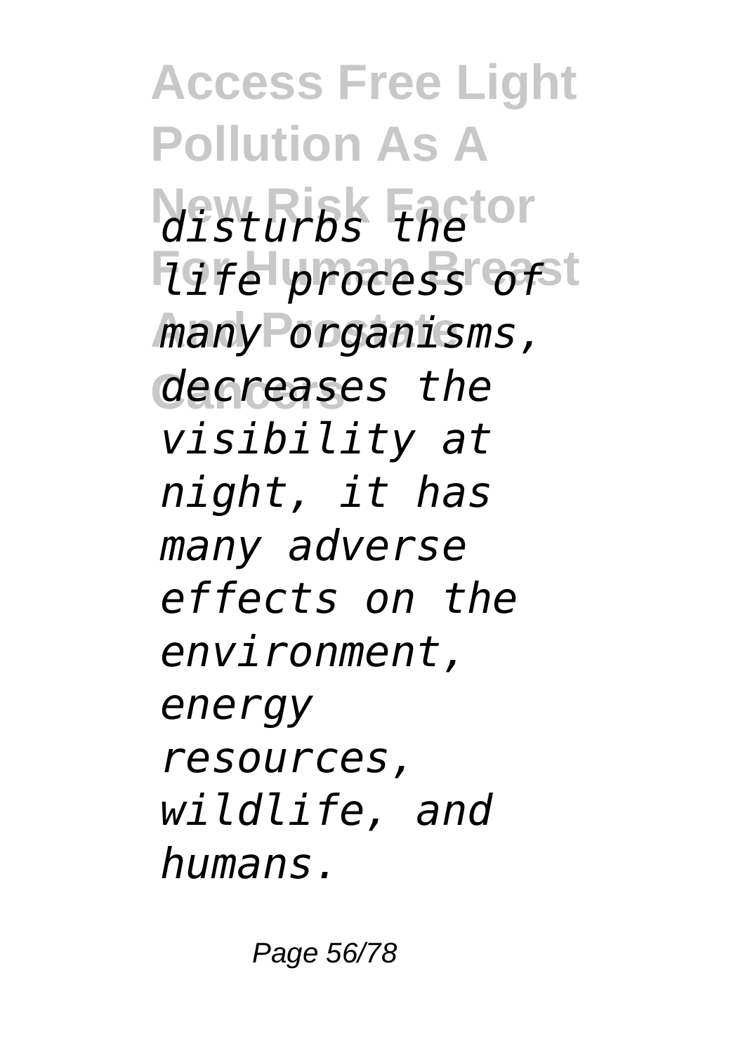*disturbs the life process of many organisms, decreases the visibility at night, it has many adverse effects on the environment, energy resources, wildlife, and humans.*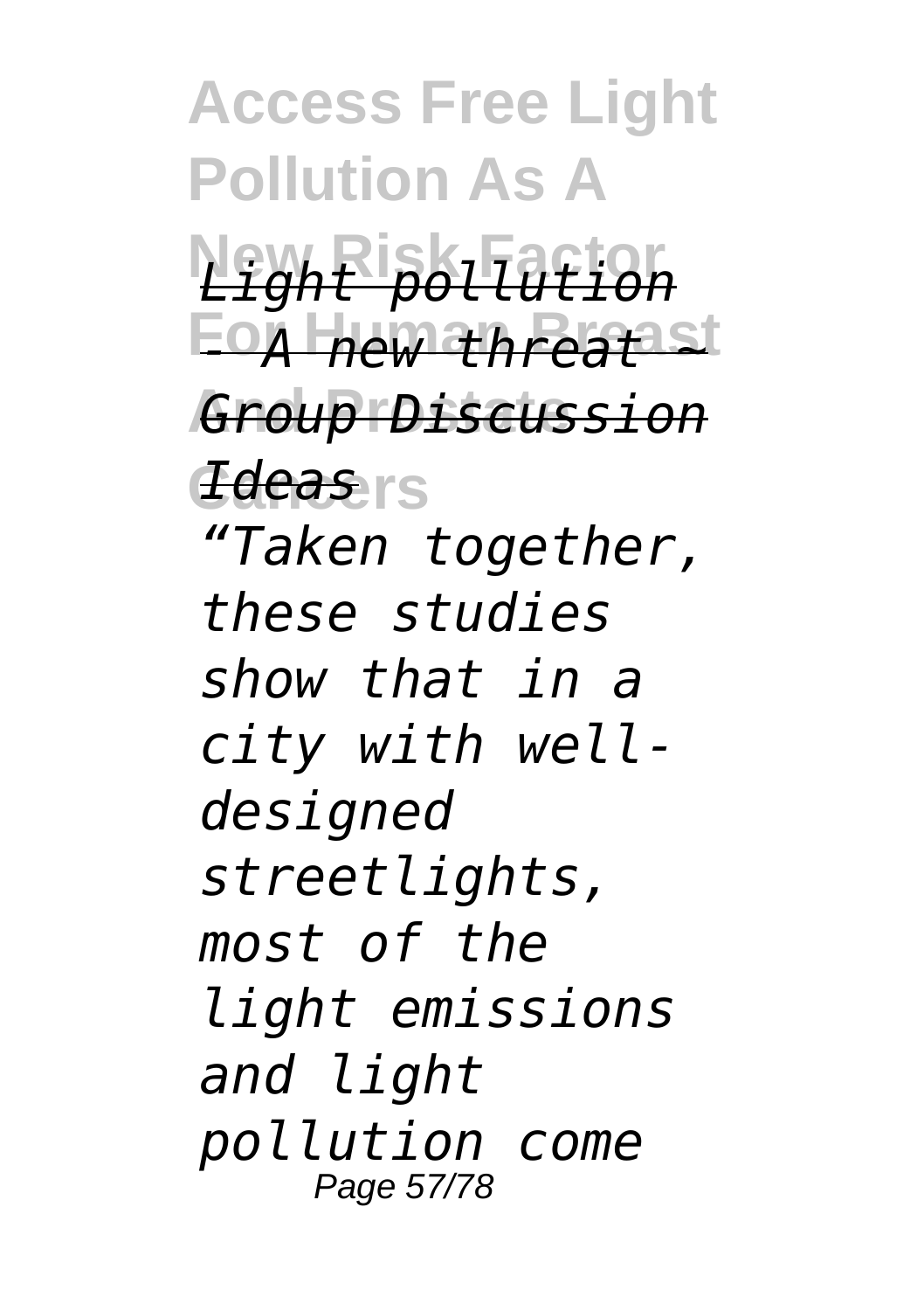*Light pollution - A new threat ~ Group Discussion Ideas*

*“Taken together, these studies show that in a city with well-designed streetlights, most of the light emissions and light pollution come*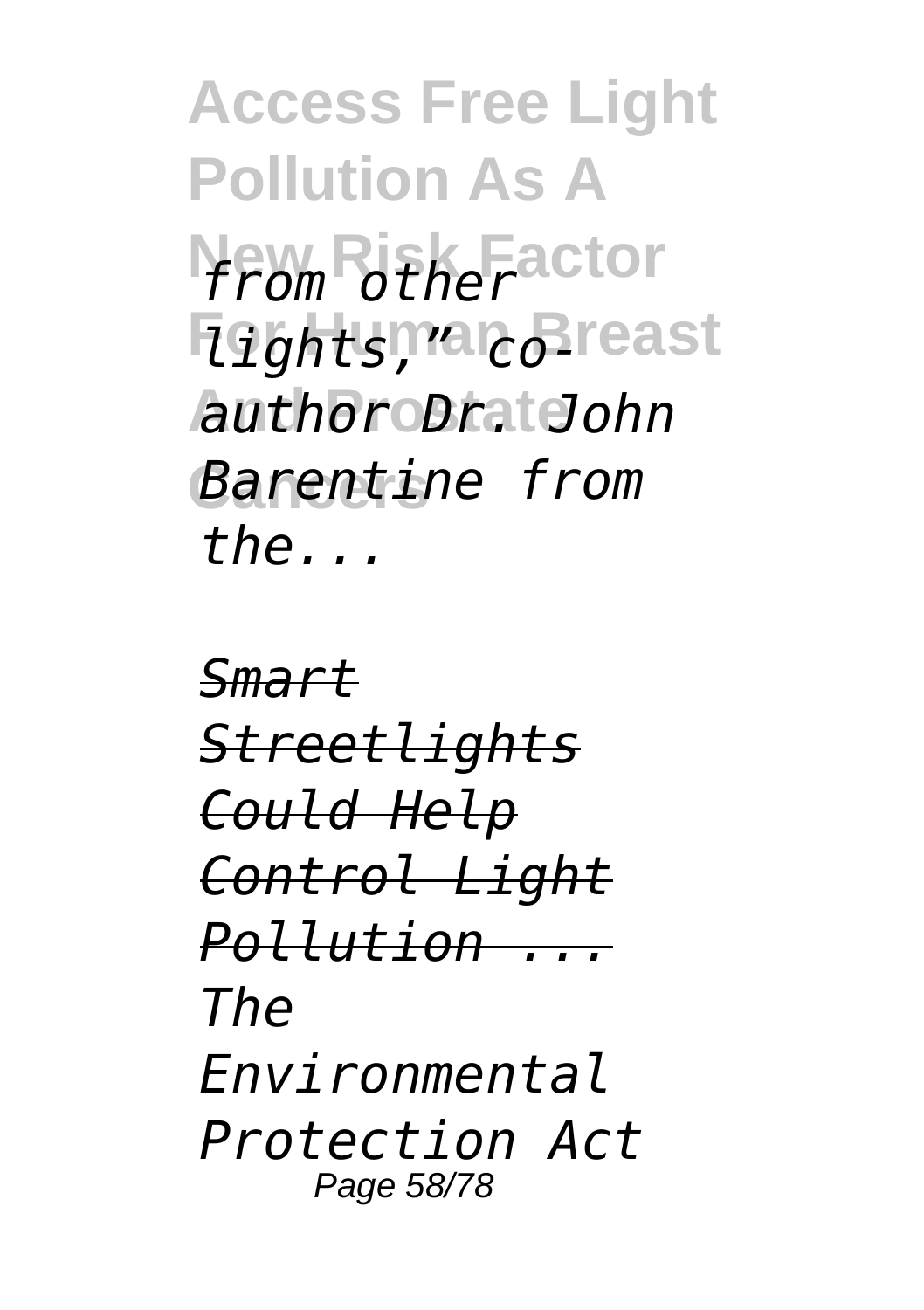*from other lights," co-author Dr. John Barentine from the...*

*Smart Streetlights Could Help Control Light Pollution ...*

*The Environmental Protection Act*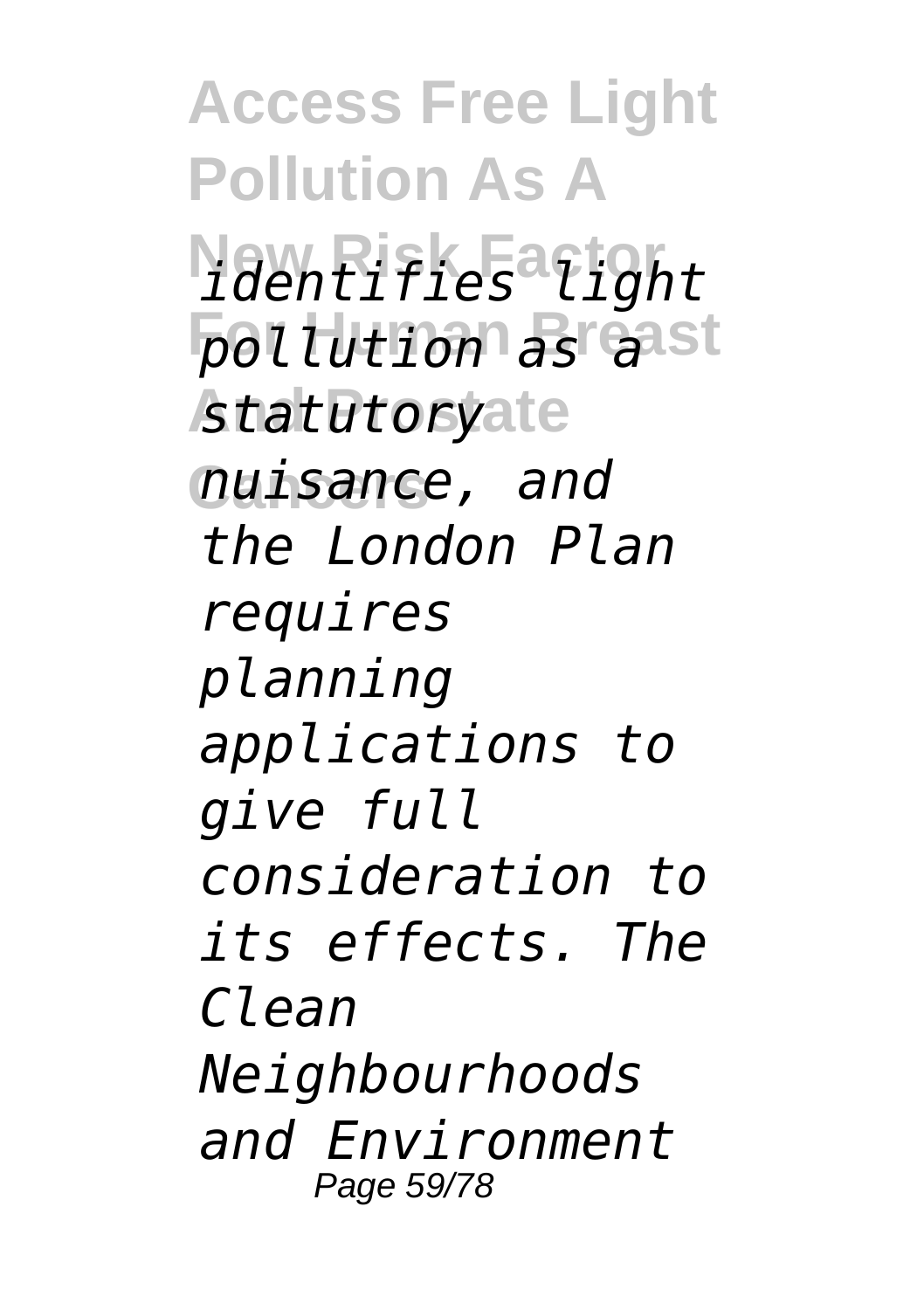*identifies light pollution as a statutory nuisance, and the London Plan requires planning applications to give full consideration to its effects. The Clean Neighbourhoods and Environment*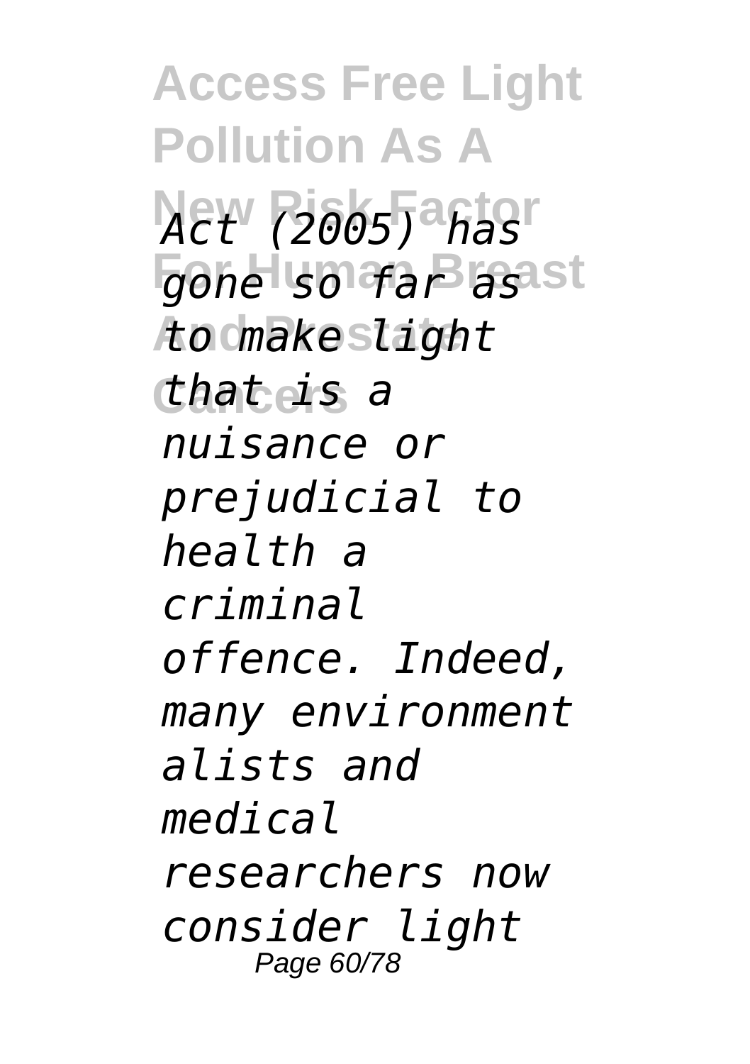*Act (2005) has gone so far as to make light that is a nuisance or prejudicial to health a criminal offence. Indeed, many environment alists and medical researchers now consider light*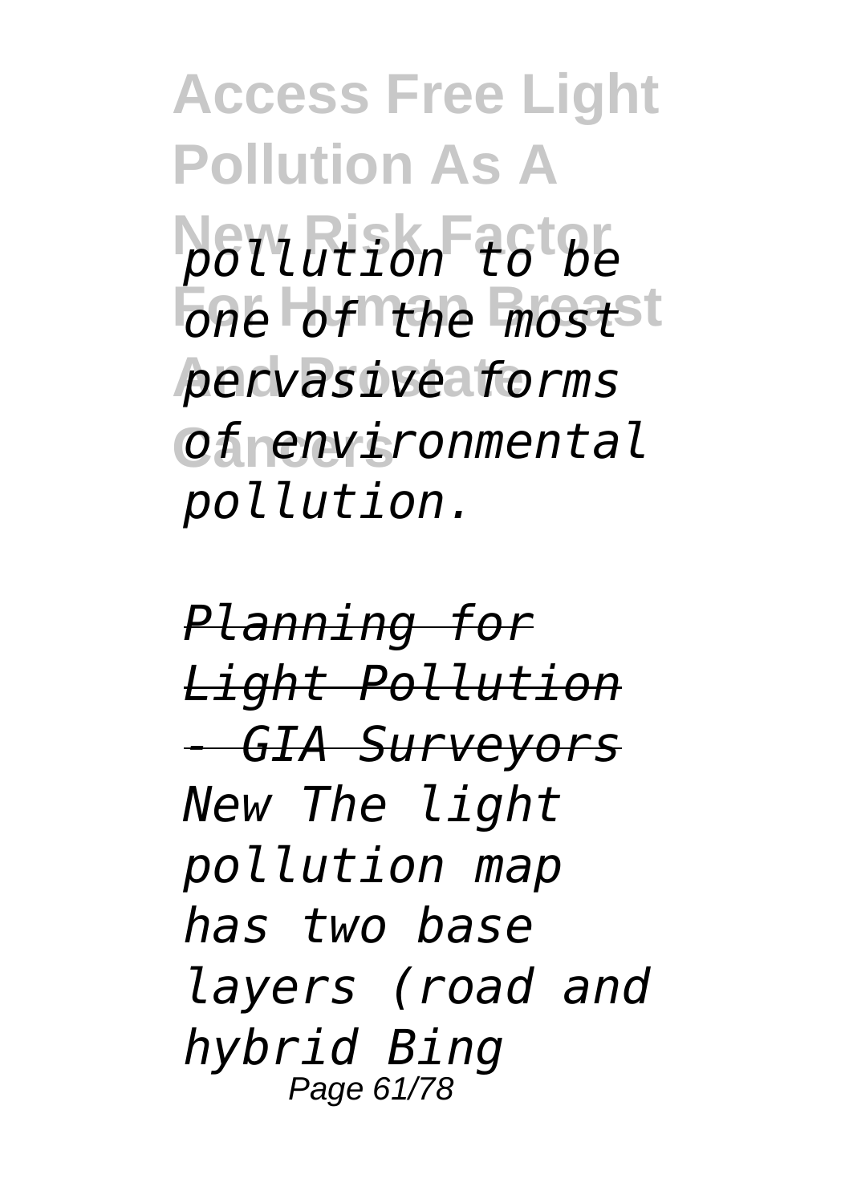*pollution to be one of the most pervasive forms of environmental pollution.*

*Planning for Light Pollution - GIA Surveyors*

*New The light pollution map has two base layers (road and hybrid Bing*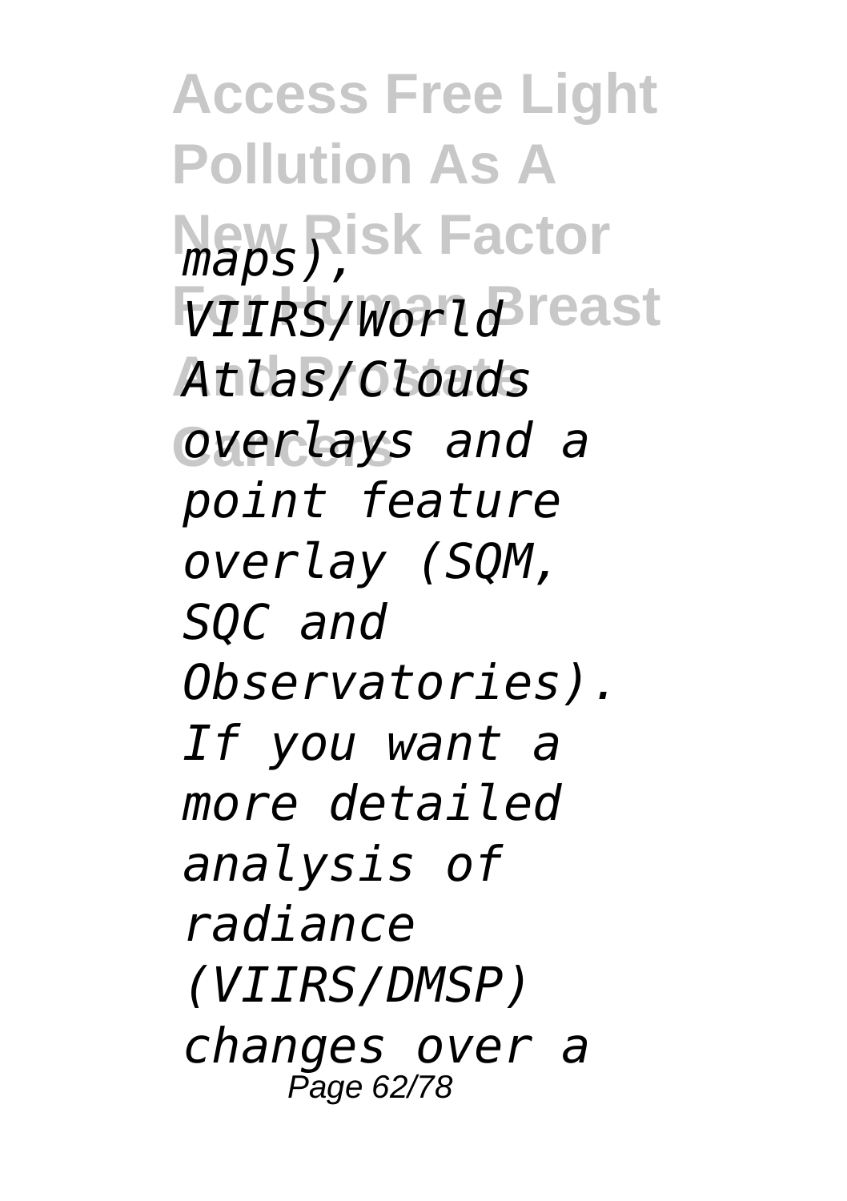*maps), VIIRS/World Atlas/Clouds overlays and a point feature overlay (SQM, SQC and Observatories). If you want a more detailed analysis of radiance (VIIRS/DMSP) changes over a*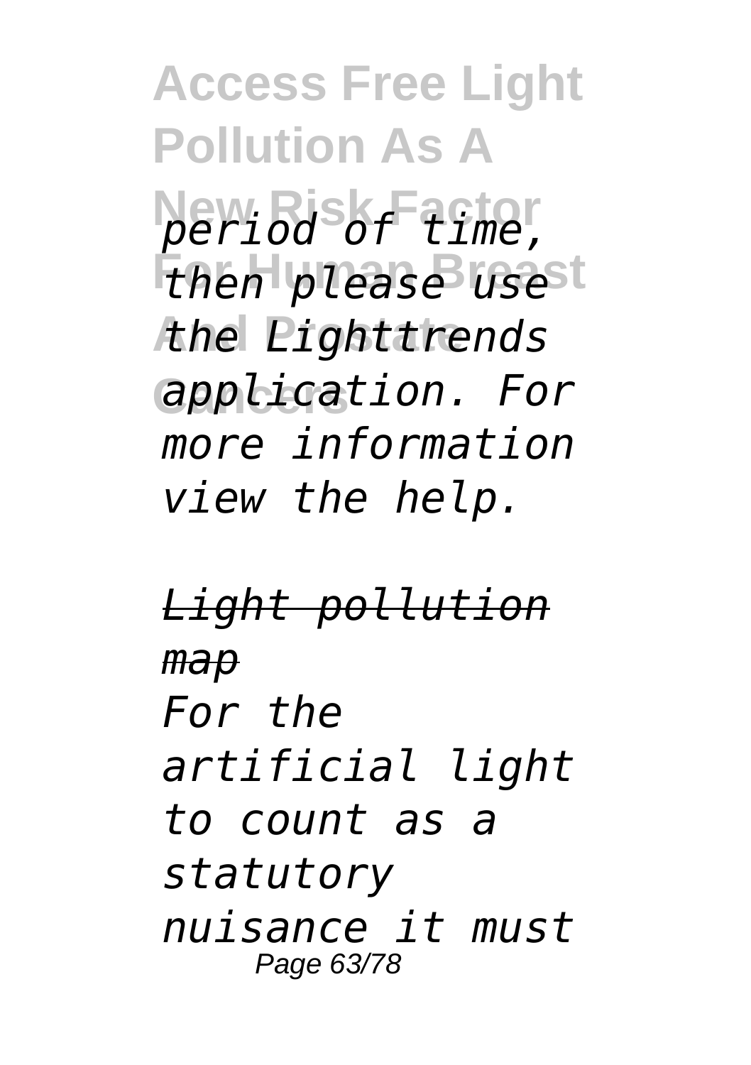*period of time, then please use the Lighttrends application. For more information view the help.*

*Light pollution map*

*For the artificial light to count as a statutory nuisance it must*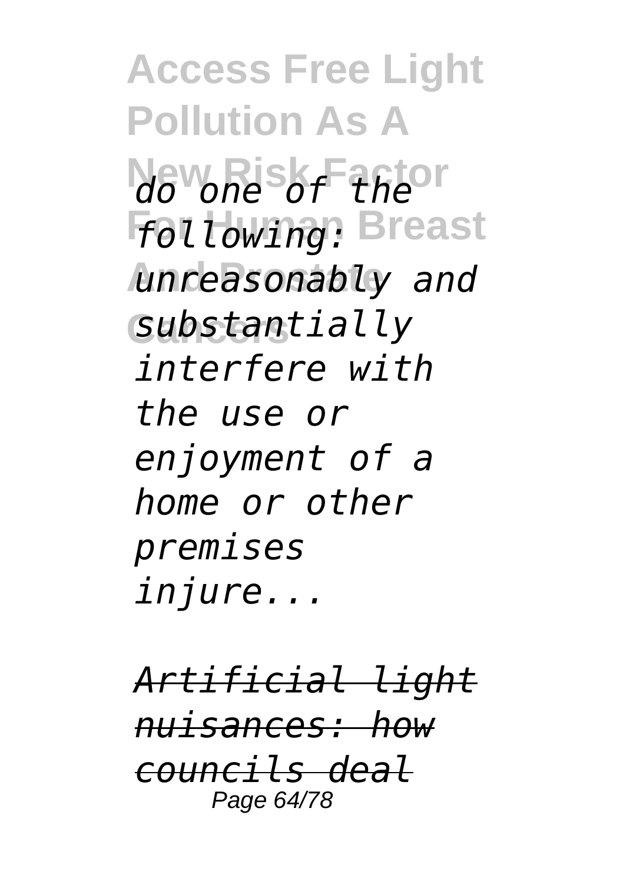*do one of the following: unreasonably and substantially interfere with the use or enjoyment of a home or other premises injure...*

*Artificial light nuisances: how councils deal*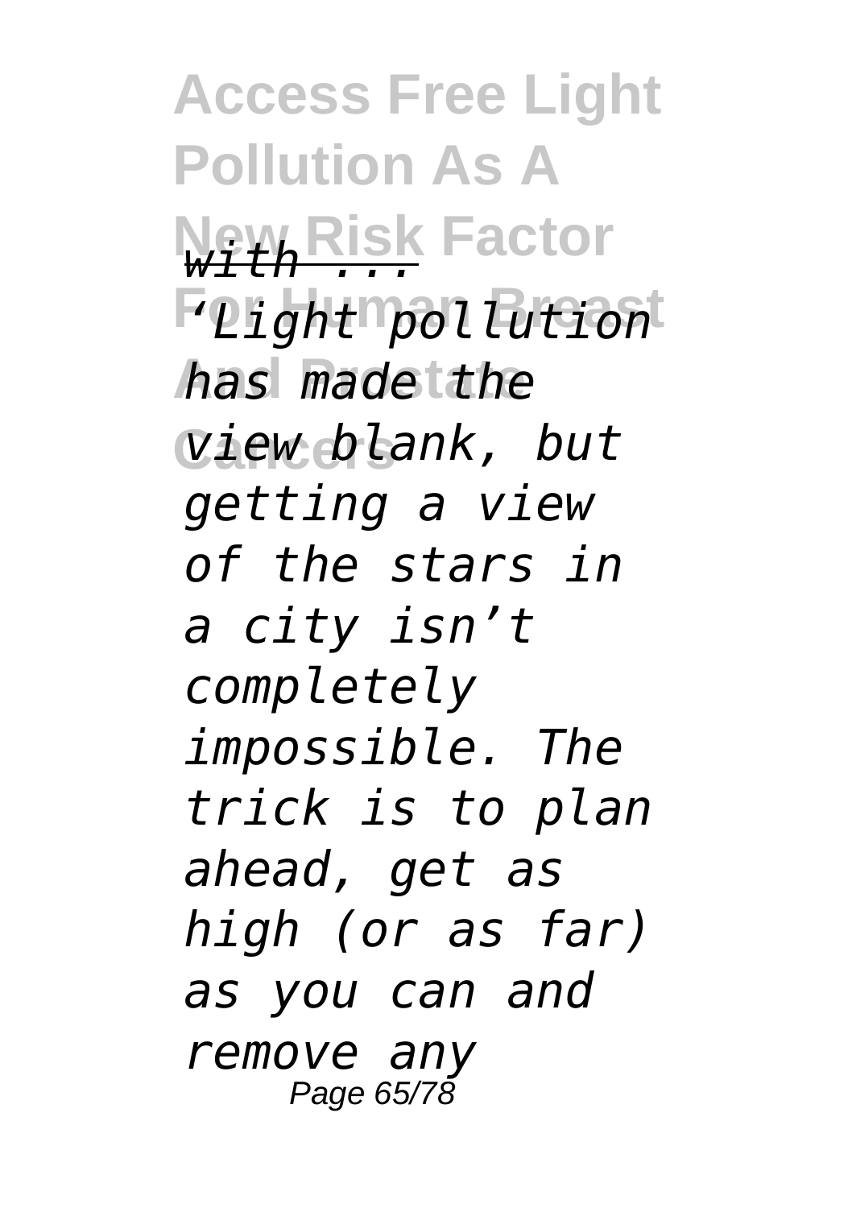*with ...*

*'Light pollution has made the view blank, but getting a view of the stars in a city isn't completely impossible. The trick is to plan ahead, get as high (or as far) as you can and remove any*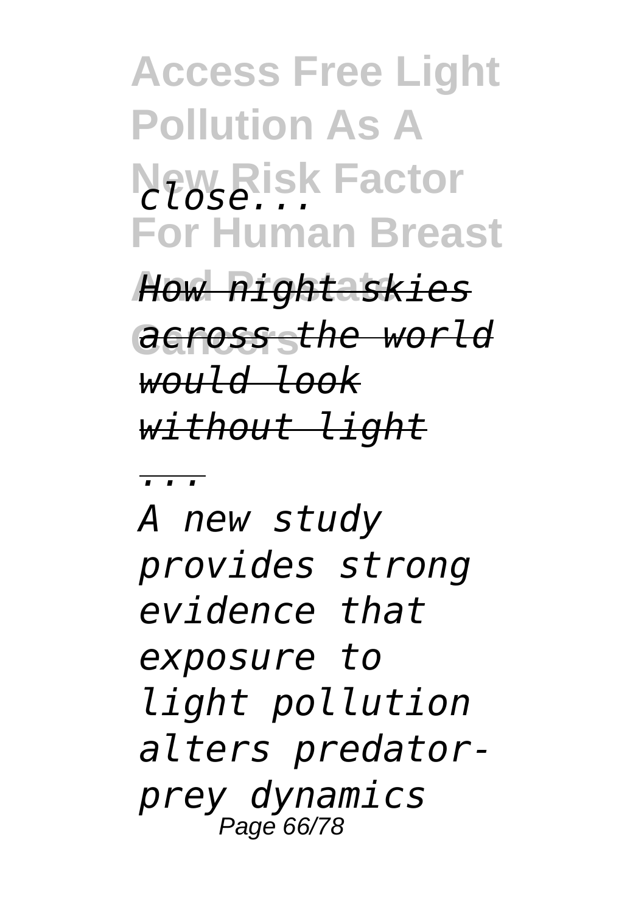*close...*

*How night skies across the world would look without light ...*

*A new study provides strong evidence that exposure to light pollution alters predator-prey dynamics*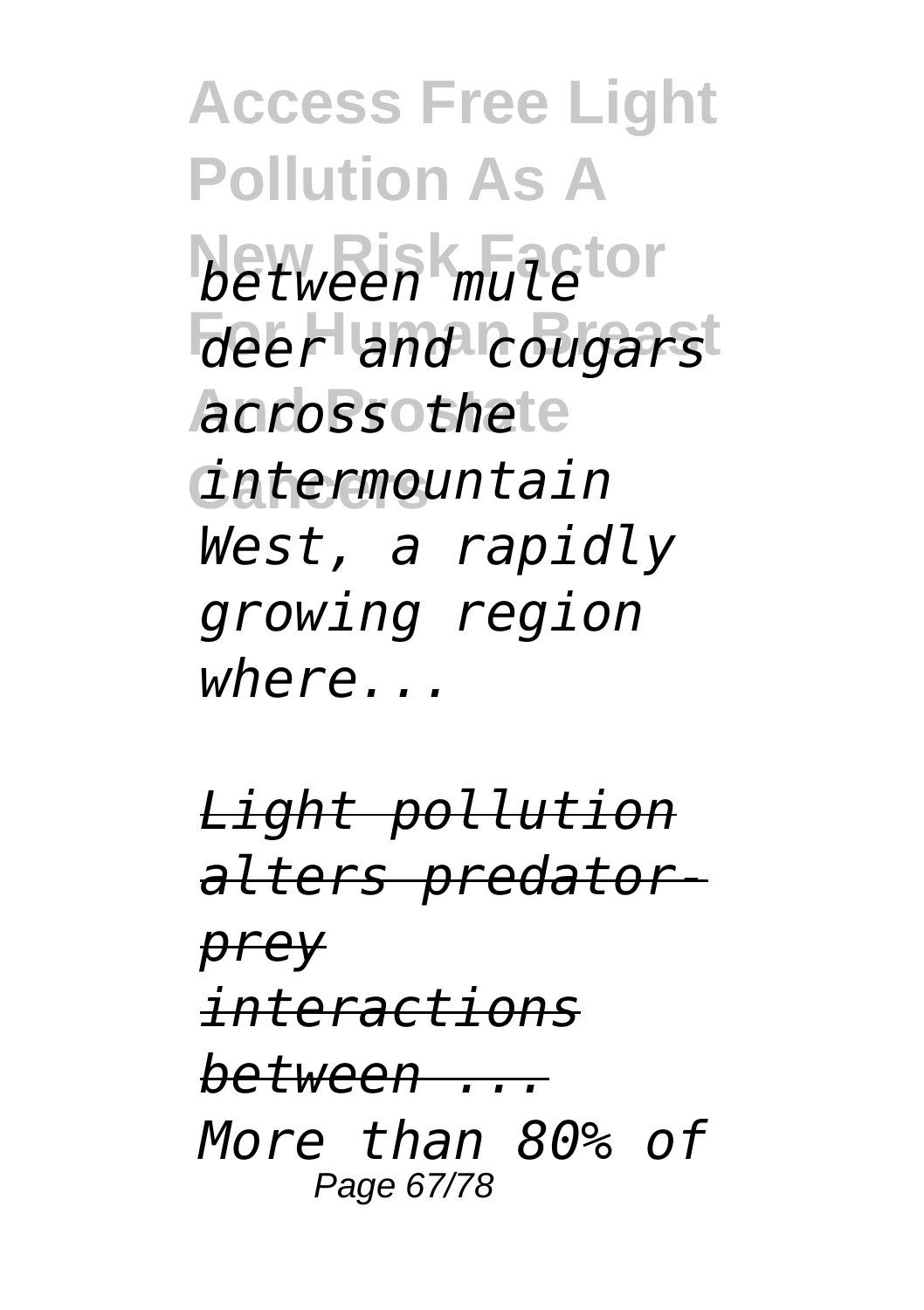*between mule deer and cougars across the intermountain West, a rapidly growing region where...*

*Light pollution alters predator-prey interactions between ...*

*More than 80% of*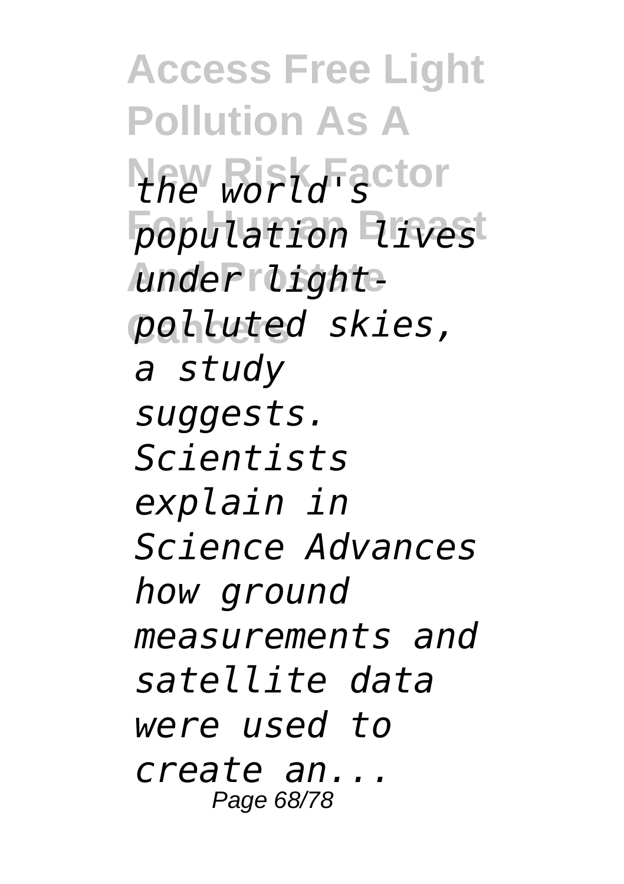*the world's population lives under light-polluted skies, a study suggests. Scientists explain in Science Advances how ground measurements and satellite data were used to create an...*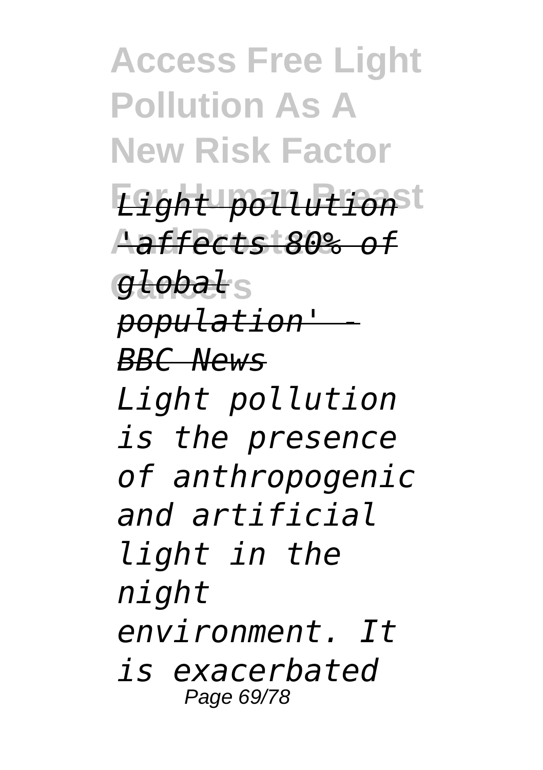*Light pollution 'affects 80% of global population' - BBC News*

*Light pollution is the presence of anthropogenic and artificial light in the night environment. It is exacerbated*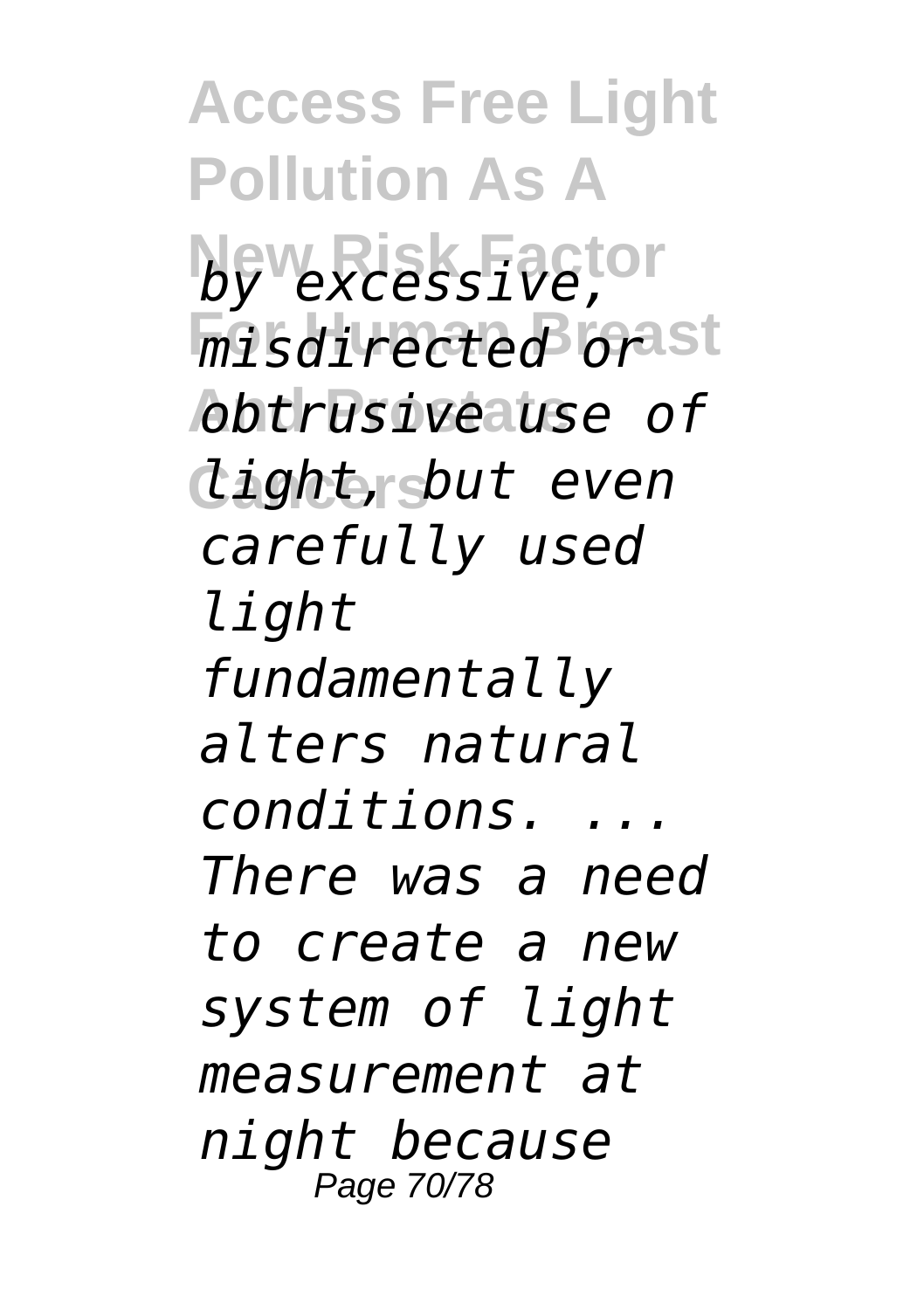*by excessive, misdirected or obtrusive use of light, but even carefully used light fundamentally alters natural conditions. ... There was a need to create a new system of light measurement at night because*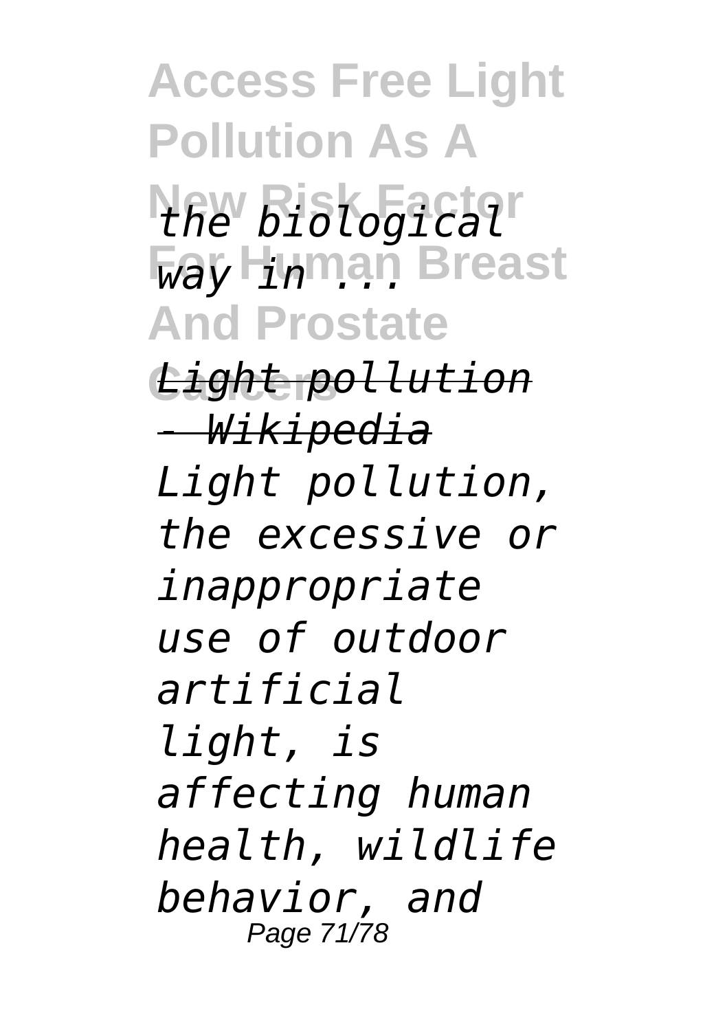*the biological way in ...*

*Light pollution - Wikipedia*

*Light pollution, the excessive or inappropriate use of outdoor artificial light, is affecting human health, wildlife behavior, and*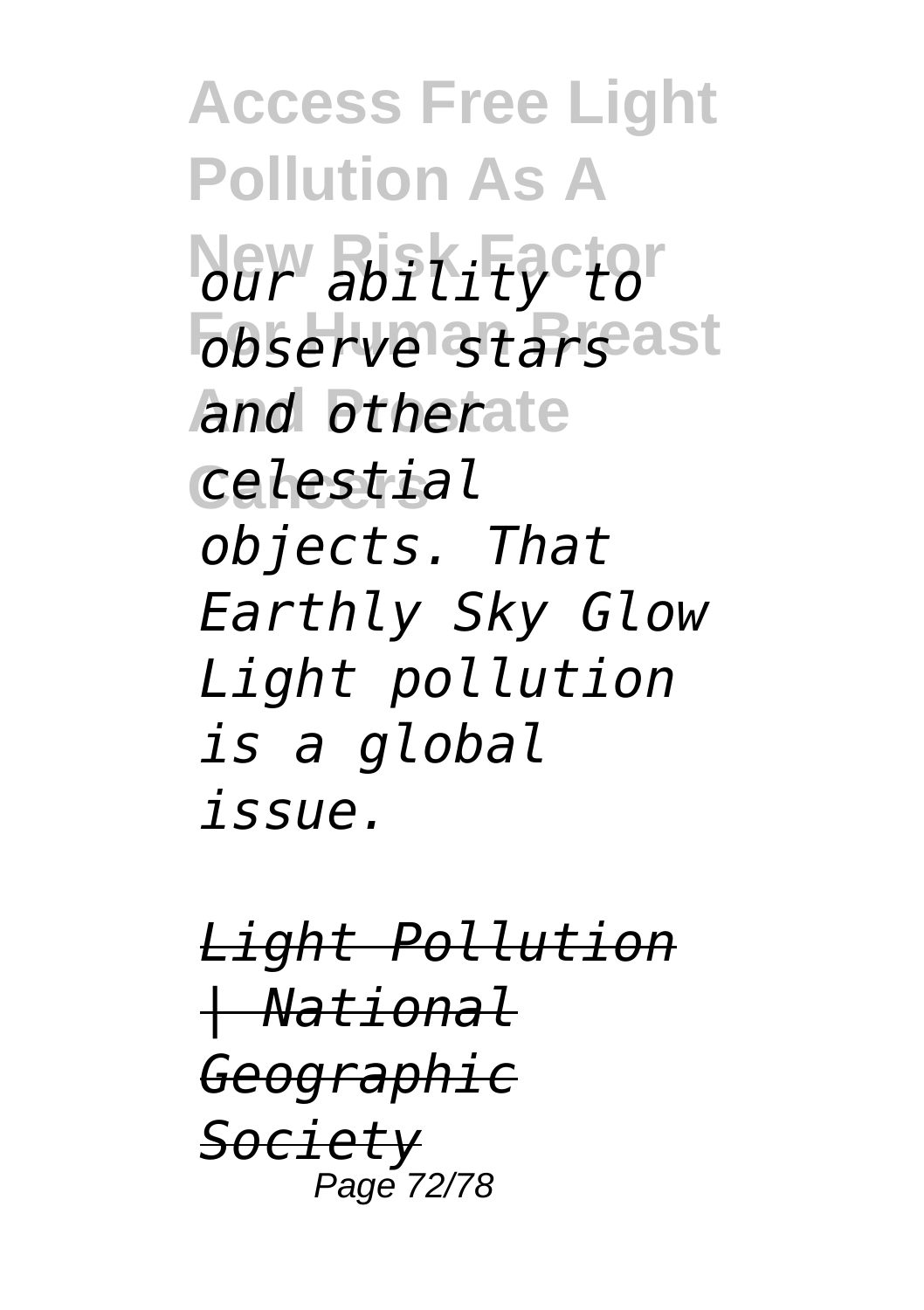*our ability to observe stars and other celestial objects. That Earthly Sky Glow Light pollution is a global issue.*

*Light Pollution | National Geographic Society*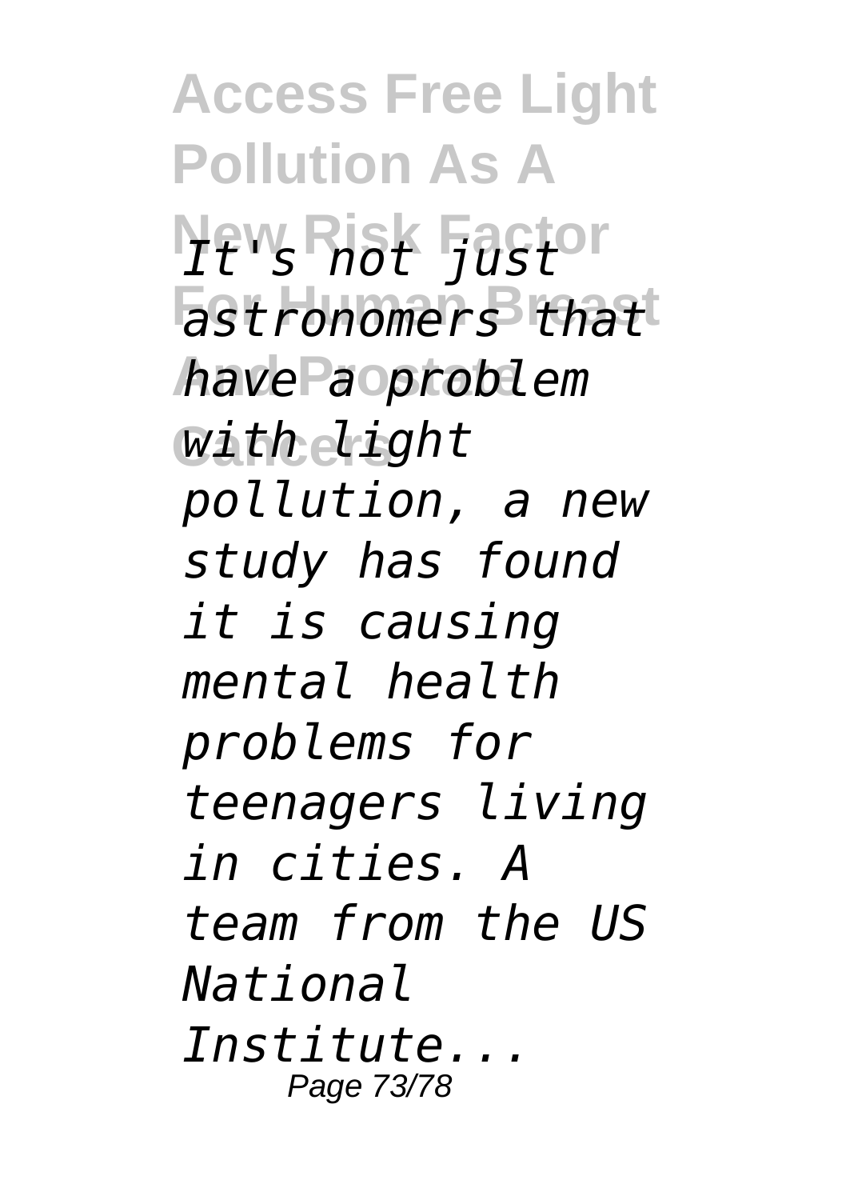*It's not just astronomers that have a problem with light pollution, a new study has found it is causing mental health problems for teenagers living in cities. A team from the US National Institute...*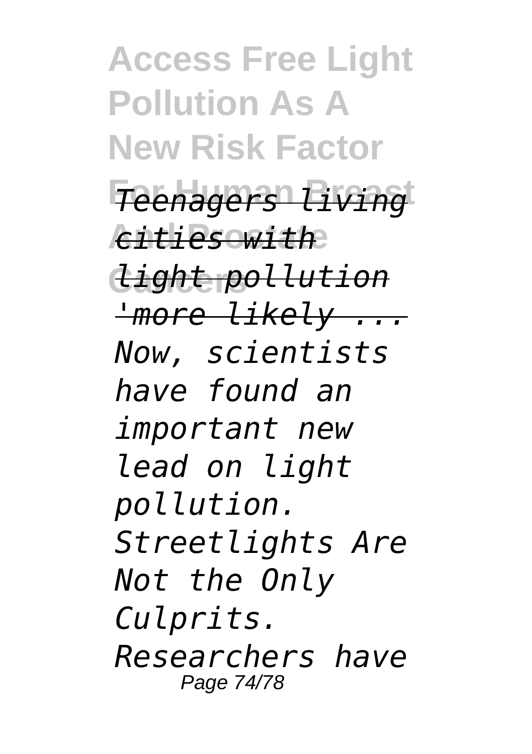*Teenagers living cities with light pollution 'more likely ...*

*Now, scientists have found an important new lead on light pollution. Streetlights Are Not the Only Culprits. Researchers have*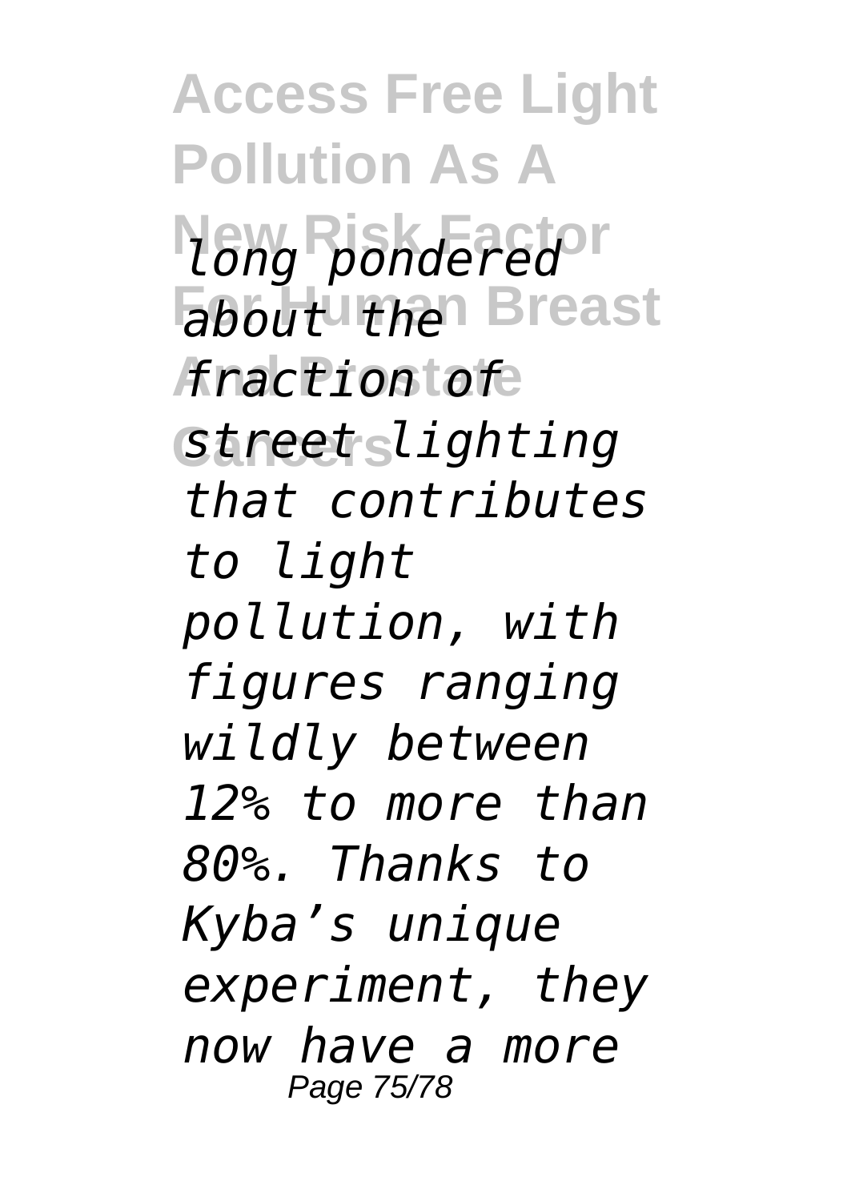*long pondered about the fraction of street lighting that contributes to light pollution, with figures ranging wildly between 12% to more than 80%. Thanks to Kyba's unique experiment, they now have a more*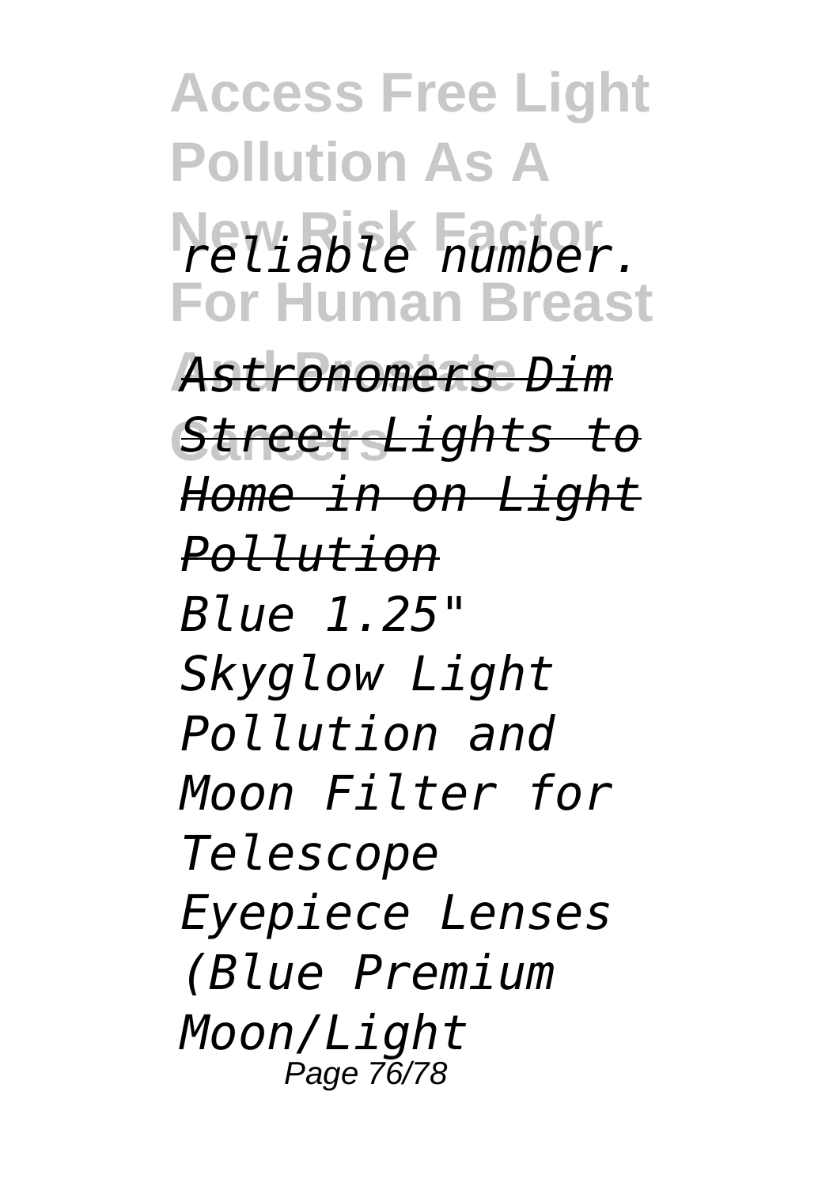*reliable number.*

*Astronomers Dim Street Lights to Home in on Light Pollution*

*Blue 1.25" Skyglow Light Pollution and Moon Filter for Telescope Eyepiece Lenses (Blue Premium Moon/Light*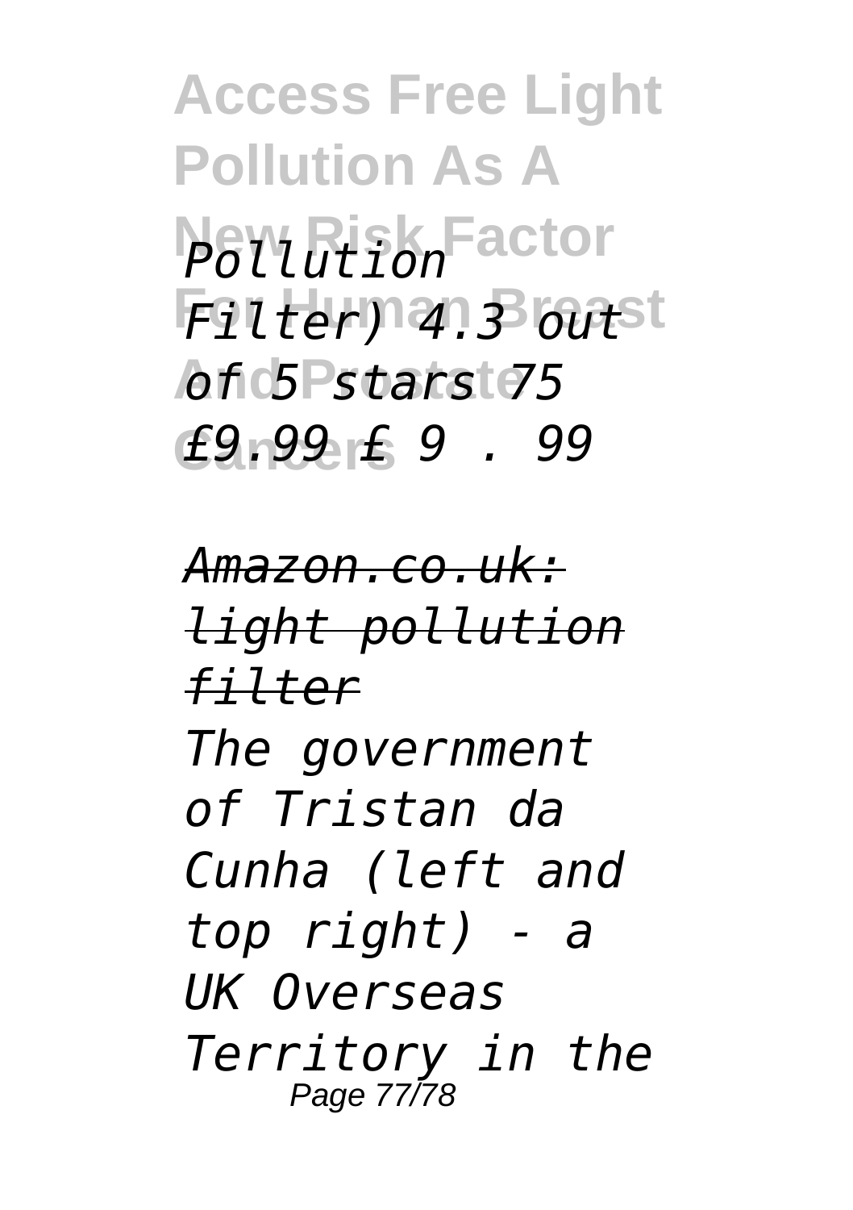*Pollution Filter) 4.3 out of 5 stars 75 £9.99 £ 9 . 99*

*Amazon.co.uk: light pollution filter*

*The government of Tristan da Cunha (left and top right) - a UK Overseas Territory in the*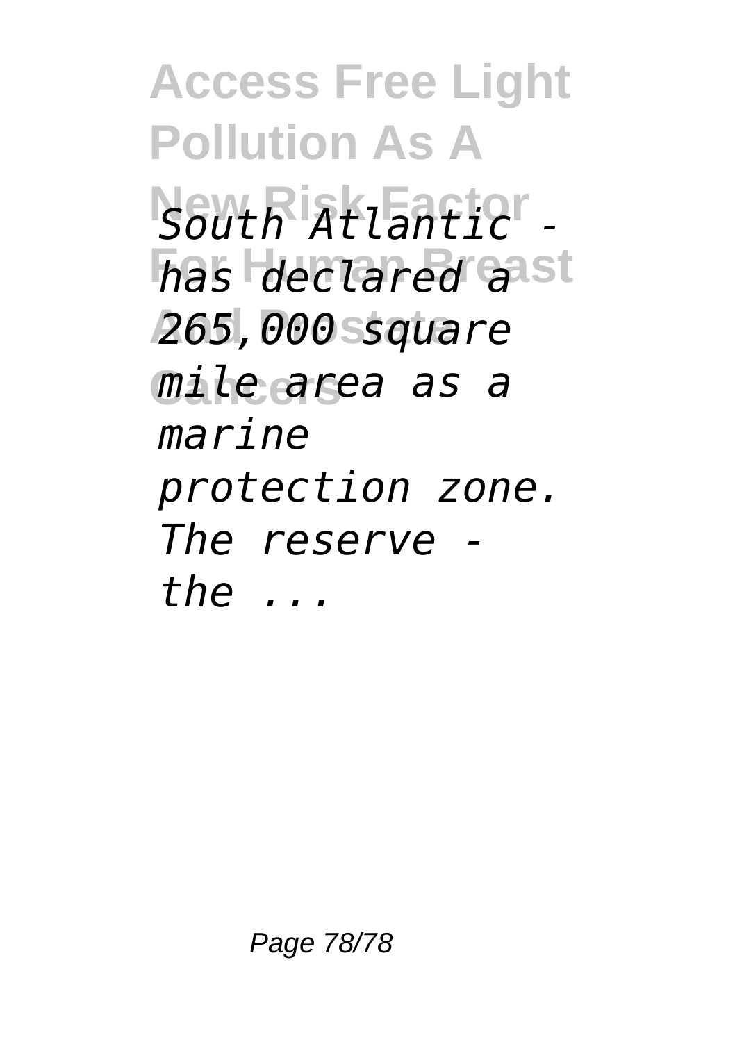*South Atlantic - has declared a 265,000 square mile area as a marine protection zone. The reserve - the ...*